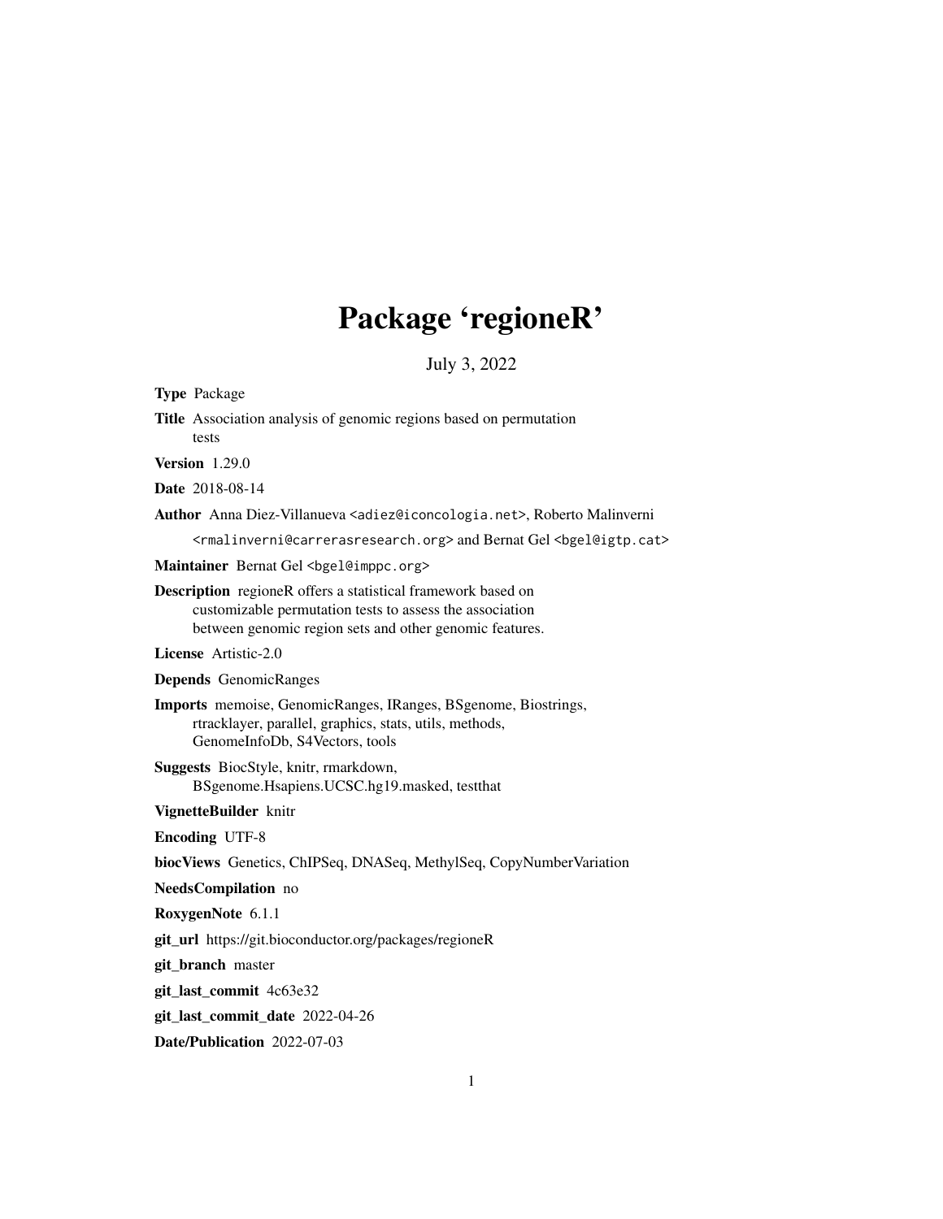# Package 'regioneR'

July 3, 2022

**Type** Package

**Title** Association analysis of genomic regions based on permutation tests

**Version** 1.29.0

**Date** 2018-08-14

**Author** Anna Diez-Villanueva <adiez@iconcologia.net>, Roberto Malinverni <rmalinverni@carrerasresearch.org> and Bernat Gel <bgel@igtp.cat>

**Maintainer** Bernat Gel <bgel@imppc.org>

**Description** regioneR offers a statistical framework based on customizable permutation tests to assess the association between genomic region sets and other genomic features.

**License** Artistic-2.0

**Depends** GenomicRanges

**Imports** memoise, GenomicRanges, IRanges, BSgenome, Biostrings, rtracklayer, parallel, graphics, stats, utils, methods, GenomeInfoDb, S4Vectors, tools

**Suggests** BiocStyle, knitr, rmarkdown, BSgenome.Hsapiens.UCSC.hg19.masked, testthat

**VignetteBuilder** knitr

**Encoding** UTF-8

**biocViews** Genetics, ChIPSeq, DNASeq, MethylSeq, CopyNumberVariation

**NeedsCompilation** no

**RoxygenNote** 6.1.1

**git_url** https://git.bioconductor.org/packages/regioneR

**git_branch** master

**git_last_commit** 4c63e32

**git_last_commit_date** 2022-04-26

**Date/Publication** 2022-07-03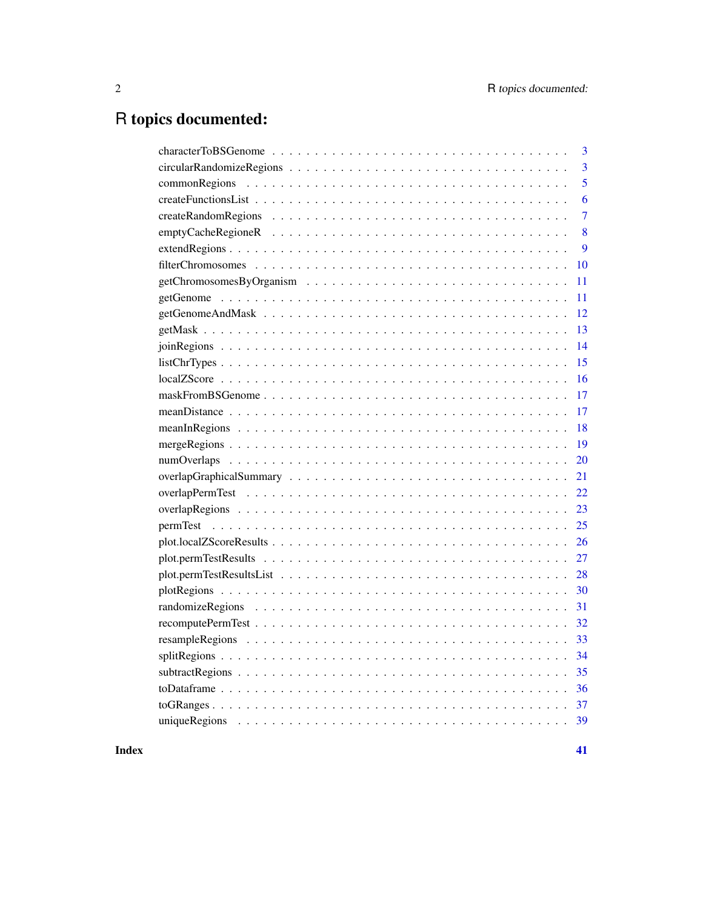# R topics documented:

characterToBSGenome . . . . . . . . . . . . . . . . . . . . . . . . . . . . . . . . . . 3
circularRandomizeRegions . . . . . . . . . . . . . . . . . . . . . . . . . . . . . . . 3
commonRegions . . . . . . . . . . . . . . . . . . . . . . . . . . . . . . . . . . . . 5
createFunctionsList . . . . . . . . . . . . . . . . . . . . . . . . . . . . . . . . . . 6
createRandomRegions . . . . . . . . . . . . . . . . . . . . . . . . . . . . . . . . . 7
emptyCacheRegioneR . . . . . . . . . . . . . . . . . . . . . . . . . . . . . . . . . 8
extendRegions . . . . . . . . . . . . . . . . . . . . . . . . . . . . . . . . . . . . 9
filterChromosomes . . . . . . . . . . . . . . . . . . . . . . . . . . . . . . . . . . 10
getChromosomesByOrganism . . . . . . . . . . . . . . . . . . . . . . . . . . . . . 11
getGenome . . . . . . . . . . . . . . . . . . . . . . . . . . . . . . . . . . . . . . 11
getGenomeAndMask . . . . . . . . . . . . . . . . . . . . . . . . . . . . . . . . . . 12
getMask . . . . . . . . . . . . . . . . . . . . . . . . . . . . . . . . . . . . . . . 13
joinRegions . . . . . . . . . . . . . . . . . . . . . . . . . . . . . . . . . . . . . 14
listChrTypes . . . . . . . . . . . . . . . . . . . . . . . . . . . . . . . . . . . . . 15
localZScore . . . . . . . . . . . . . . . . . . . . . . . . . . . . . . . . . . . . . 16
maskFromBSGenome . . . . . . . . . . . . . . . . . . . . . . . . . . . . . . . . . . 17
meanDistance . . . . . . . . . . . . . . . . . . . . . . . . . . . . . . . . . . . . 17
meanInRegions . . . . . . . . . . . . . . . . . . . . . . . . . . . . . . . . . . . . 18
mergeRegions . . . . . . . . . . . . . . . . . . . . . . . . . . . . . . . . . . . . 19
numOverlaps . . . . . . . . . . . . . . . . . . . . . . . . . . . . . . . . . . . . . 20
overlapGraphicalSummary . . . . . . . . . . . . . . . . . . . . . . . . . . . . . . 21
overlapPermTest . . . . . . . . . . . . . . . . . . . . . . . . . . . . . . . . . . . 22
overlapRegions . . . . . . . . . . . . . . . . . . . . . . . . . . . . . . . . . . . 23
permTest . . . . . . . . . . . . . . . . . . . . . . . . . . . . . . . . . . . . . . 25
plot.localZScoreResults . . . . . . . . . . . . . . . . . . . . . . . . . . . . . . . 26
plot.permTestResults . . . . . . . . . . . . . . . . . . . . . . . . . . . . . . . . 27
plot.permTestResultsList . . . . . . . . . . . . . . . . . . . . . . . . . . . . . . 28
plotRegions . . . . . . . . . . . . . . . . . . . . . . . . . . . . . . . . . . . . . 30
randomizeRegions . . . . . . . . . . . . . . . . . . . . . . . . . . . . . . . . . . 31
recomputePermTest . . . . . . . . . . . . . . . . . . . . . . . . . . . . . . . . . 32
resampleRegions . . . . . . . . . . . . . . . . . . . . . . . . . . . . . . . . . . . 33
splitRegions . . . . . . . . . . . . . . . . . . . . . . . . . . . . . . . . . . . . . 34
subtractRegions . . . . . . . . . . . . . . . . . . . . . . . . . . . . . . . . . . . 35
toDataframe . . . . . . . . . . . . . . . . . . . . . . . . . . . . . . . . . . . . . 36
toGRanges . . . . . . . . . . . . . . . . . . . . . . . . . . . . . . . . . . . . . . 37
uniqueRegions . . . . . . . . . . . . . . . . . . . . . . . . . . . . . . . . . . . . 39

**Index** **41**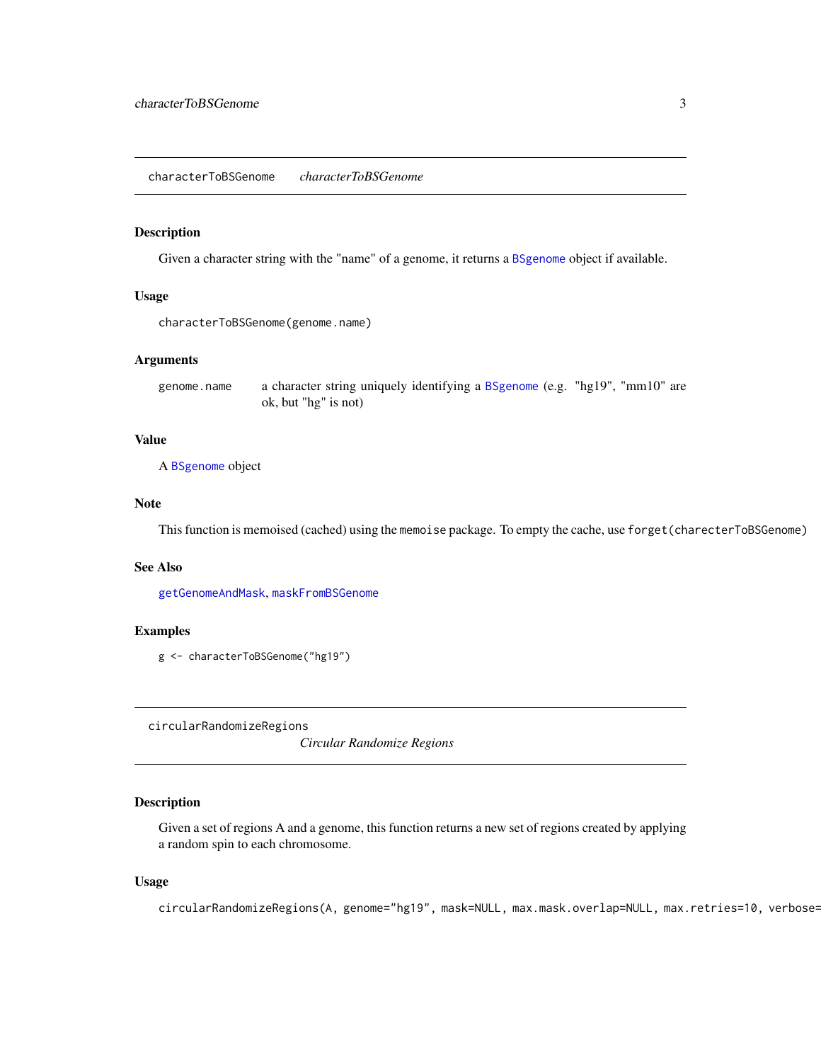## characterToBSGenome *characterToBSGenome*

### Description

Given a character string with the "name" of a genome, it returns a BSgenome object if available.

### Usage

```
characterToBSGenome(genome.name)
```

### Arguments

| | |
|---|---|
| genome.name | a character string uniquely identifying a BSgenome (e.g. "hg19", "mm10" are ok, but "hg" is not) |

### Value

A BSgenome object

### Note

This function is memoised (cached) using the memoise package. To empty the cache, use forget(charecterToBSGenome)

### See Also

getGenomeAndMask, maskFromBSGenome

### Examples

```
g <- characterToBSGenome("hg19")
```

## circularRandomizeRegions *Circular Randomize Regions*

### Description

Given a set of regions A and a genome, this function returns a new set of regions created by applying a random spin to each chromosome.

### Usage

```
circularRandomizeRegions(A, genome="hg19", mask=NULL, max.mask.overlap=NULL, max.retries=10, verbose=
```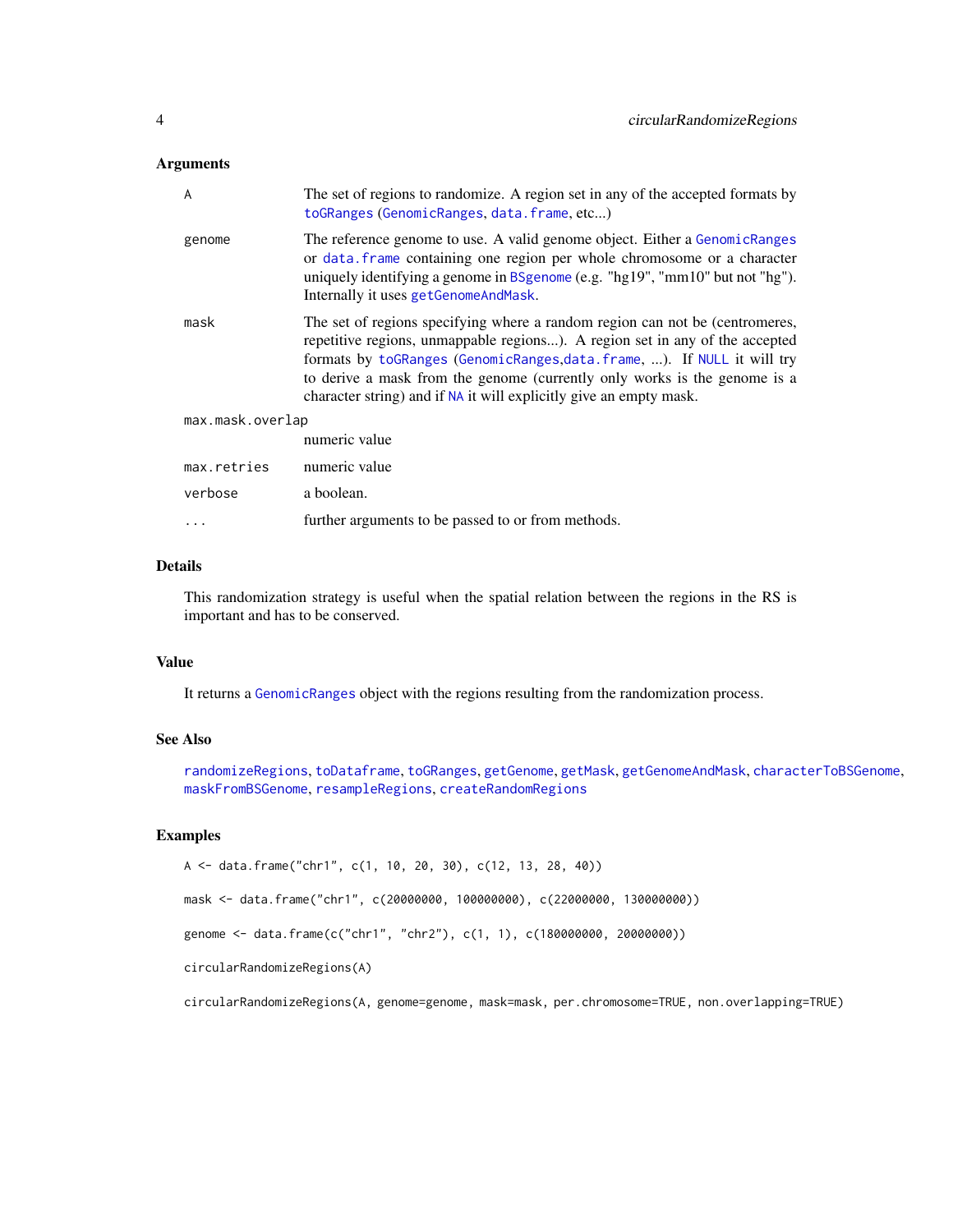## Arguments

| | |
|---|---|
| A | The set of regions to randomize. A region set in any of the accepted formats by toGRanges (GenomicRanges, data.frame, etc...) |
| genome | The reference genome to use. A valid genome object. Either a GenomicRanges or data.frame containing one region per whole chromosome or a character uniquely identifying a genome in BSgenome (e.g. "hg19", "mm10" but not "hg"). Internally it uses getGenomeAndMask. |
| mask | The set of regions specifying where a random region can not be (centromeres, repetitive regions, unmappable regions...). A region set in any of the accepted formats by toGRanges (GenomicRanges,data.frame, ...). If NULL it will try to derive a mask from the genome (currently only works is the genome is a character string) and if NA it will explicitly give an empty mask. |
| max.mask.overlap | numeric value |
| max.retries | numeric value |
| verbose | a boolean. |
| ... | further arguments to be passed to or from methods. |

## Details

This randomization strategy is useful when the spatial relation between the regions in the RS is important and has to be conserved.

## Value

It returns a GenomicRanges object with the regions resulting from the randomization process.

## See Also

randomizeRegions, toDataframe, toGRanges, getGenome, getMask, getGenomeAndMask, characterToBSGenome, maskFromBSGenome, resampleRegions, createRandomRegions

## Examples

```
A <- data.frame("chr1", c(1, 10, 20, 30), c(12, 13, 28, 40))

mask <- data.frame("chr1", c(20000000, 100000000), c(22000000, 130000000))

genome <- data.frame(c("chr1", "chr2"), c(1, 1), c(180000000, 20000000))

circularRandomizeRegions(A)

circularRandomizeRegions(A, genome=genome, mask=mask, per.chromosome=TRUE, non.overlapping=TRUE)
```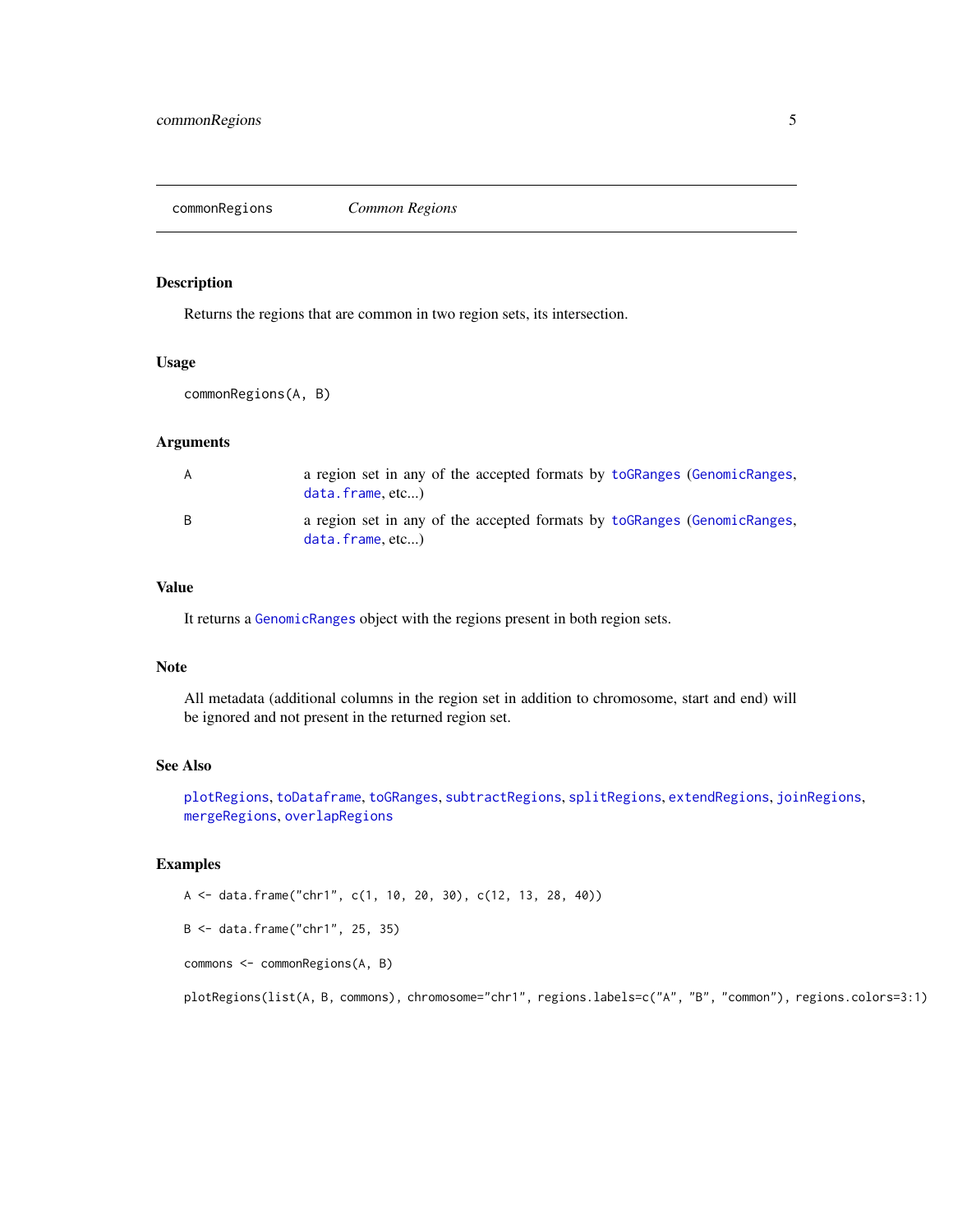## commonRegions — *Common Regions*

### Description

Returns the regions that are common in two region sets, its intersection.

### Usage

```
commonRegions(A, B)
```

### Arguments

| | |
|---|---|
| A | a region set in any of the accepted formats by toGRanges (GenomicRanges, data.frame, etc...) |
| B | a region set in any of the accepted formats by toGRanges (GenomicRanges, data.frame, etc...) |

### Value

It returns a GenomicRanges object with the regions present in both region sets.

### Note

All metadata (additional columns in the region set in addition to chromosome, start and end) will be ignored and not present in the returned region set.

### See Also

plotRegions, toDataframe, toGRanges, subtractRegions, splitRegions, extendRegions, joinRegions, mergeRegions, overlapRegions

### Examples

```
A <- data.frame("chr1", c(1, 10, 20, 30), c(12, 13, 28, 40))

B <- data.frame("chr1", 25, 35)

commons <- commonRegions(A, B)

plotRegions(list(A, B, commons), chromosome="chr1", regions.labels=c("A", "B", "common"), regions.colors=3:1)
```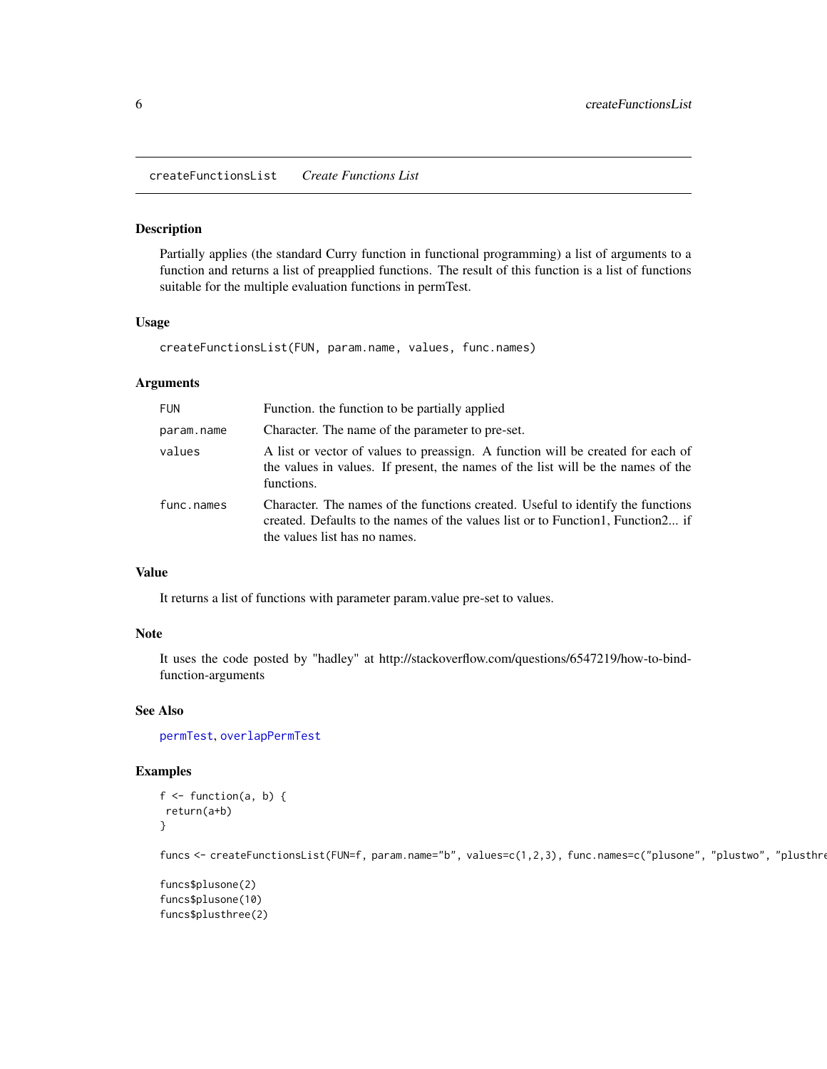createFunctionsList *Create Functions List*

## Description

Partially applies (the standard Curry function in functional programming) a list of arguments to a function and returns a list of preapplied functions. The result of this function is a list of functions suitable for the multiple evaluation functions in permTest.

## Usage

```
createFunctionsList(FUN, param.name, values, func.names)
```

## Arguments

| | |
|---|---|
| `FUN` | Function. the function to be partially applied |
| `param.name` | Character. The name of the parameter to pre-set. |
| `values` | A list or vector of values to preassign. A function will be created for each of the values in values. If present, the names of the list will be the names of the functions. |
| `func.names` | Character. The names of the functions created. Useful to identify the functions created. Defaults to the names of the values list or to Function1, Function2... if the values list has no names. |

## Value

It returns a list of functions with parameter param.value pre-set to values.

## Note

It uses the code posted by "hadley" at http://stackoverflow.com/questions/6547219/how-to-bind-function-arguments

## See Also

permTest, overlapPermTest

## Examples

```
f <- function(a, b) {
 return(a+b)
}

funcs <- createFunctionsList(FUN=f, param.name="b", values=c(1,2,3), func.names=c("plusone", "plustwo", "plusthre

funcs$plusone(2)
funcs$plusone(10)
funcs$plusthree(2)
```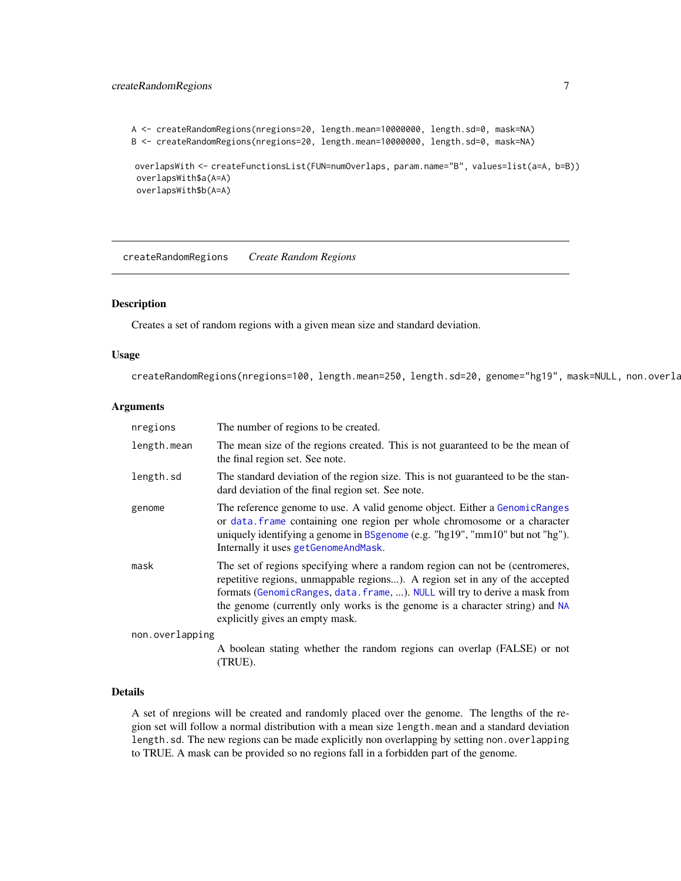```
A <- createRandomRegions(nregions=20, length.mean=10000000, length.sd=0, mask=NA)
B <- createRandomRegions(nregions=20, length.mean=10000000, length.sd=0, mask=NA)

 overlapsWith <- createFunctionsList(FUN=numOverlaps, param.name="B", values=list(a=A, b=B))
 overlapsWith$a(A=A)
 overlapsWith$b(A=A)
```

---

## createRandomRegions *Create Random Regions*

---

### Description

Creates a set of random regions with a given mean size and standard deviation.

### Usage

```
createRandomRegions(nregions=100, length.mean=250, length.sd=20, genome="hg19", mask=NULL, non.overla
```

### Arguments

| | |
|---|---|
| nregions | The number of regions to be created. |
| length.mean | The mean size of the regions created. This is not guaranteed to be the mean of the final region set. See note. |
| length.sd | The standard deviation of the region size. This is not guaranteed to be the standard deviation of the final region set. See note. |
| genome | The reference genome to use. A valid genome object. Either a GenomicRanges or data.frame containing one region per whole chromosome or a character uniquely identifying a genome in BSgenome (e.g. "hg19", "mm10" but not "hg"). Internally it uses getGenomeAndMask. |
| mask | The set of regions specifying where a random region can not be (centromeres, repetitive regions, unmappable regions...). A region set in any of the accepted formats (GenomicRanges, data.frame, ...). NULL will try to derive a mask from the genome (currently only works is the genome is a character string) and NA explicitly gives an empty mask. |
| non.overlapping | A boolean stating whether the random regions can overlap (FALSE) or not (TRUE). |

### Details

A set of nregions will be created and randomly placed over the genome. The lengths of the region set will follow a normal distribution with a mean size `length.mean` and a standard deviation `length.sd`. The new regions can be made explicitly non overlapping by setting `non.overlapping` to TRUE. A mask can be provided so no regions fall in a forbidden part of the genome.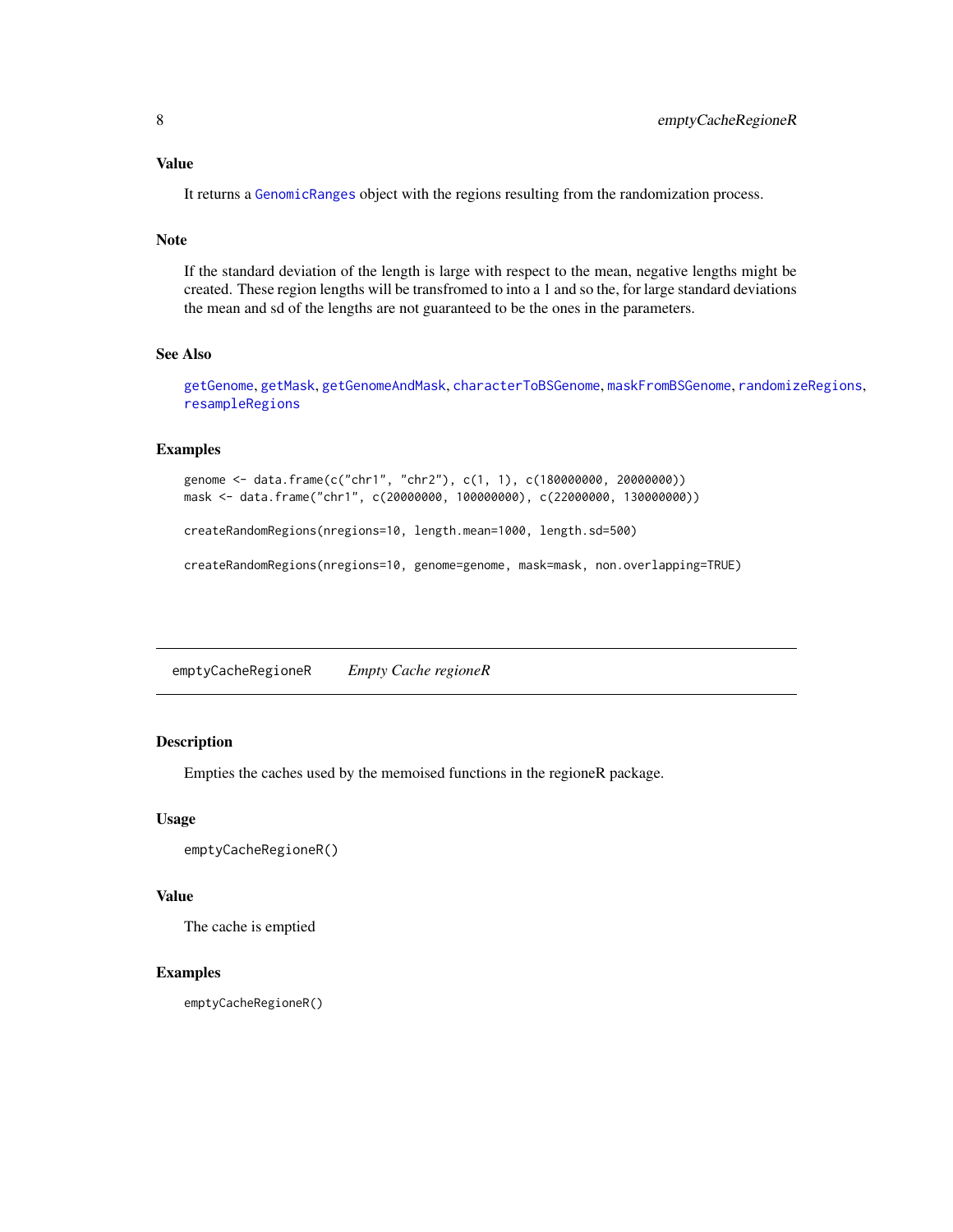### Value

It returns a GenomicRanges object with the regions resulting from the randomization process.

### Note

If the standard deviation of the length is large with respect to the mean, negative lengths might be created. These region lengths will be transfromed to into a 1 and so the, for large standard deviations the mean and sd of the lengths are not guaranteed to be the ones in the parameters.

### See Also

getGenome, getMask, getGenomeAndMask, characterToBSGenome, maskFromBSGenome, randomizeRegions, resampleRegions

### Examples

```
genome <- data.frame(c("chr1", "chr2"), c(1, 1), c(180000000, 20000000))
mask <- data.frame("chr1", c(20000000, 100000000), c(22000000, 130000000))

createRandomRegions(nregions=10, length.mean=1000, length.sd=500)

createRandomRegions(nregions=10, genome=genome, mask=mask, non.overlapping=TRUE)
```

---

## emptyCacheRegioneR *Empty Cache regioneR*

### Description

Empties the caches used by the memoised functions in the regioneR package.

### Usage

```
emptyCacheRegioneR()
```

### Value

The cache is emptied

### Examples

```
emptyCacheRegioneR()
```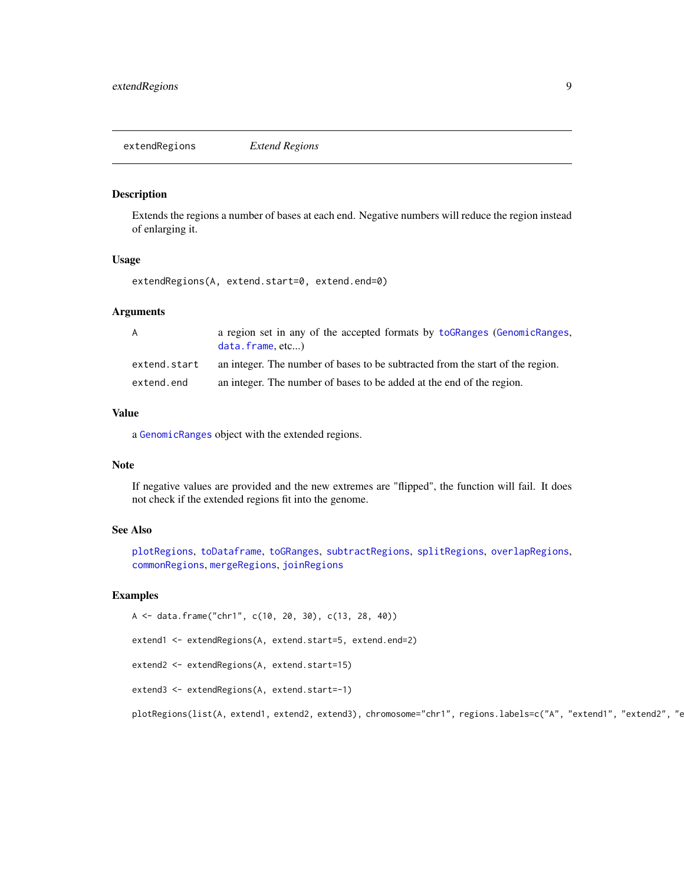## extendRegions *Extend Regions*

### Description

Extends the regions a number of bases at each end. Negative numbers will reduce the region instead of enlarging it.

### Usage

```
extendRegions(A, extend.start=0, extend.end=0)
```

### Arguments

| | |
|---|---|
| A | a region set in any of the accepted formats by toGRanges (GenomicRanges, data.frame, etc...) |
| extend.start | an integer. The number of bases to be subtracted from the start of the region. |
| extend.end | an integer. The number of bases to be added at the end of the region. |

### Value

a GenomicRanges object with the extended regions.

### Note

If negative values are provided and the new extremes are "flipped", the function will fail. It does not check if the extended regions fit into the genome.

### See Also

plotRegions, toDataframe, toGRanges, subtractRegions, splitRegions, overlapRegions, commonRegions, mergeRegions, joinRegions

### Examples

```
A <- data.frame("chr1", c(10, 20, 30), c(13, 28, 40))

extend1 <- extendRegions(A, extend.start=5, extend.end=2)

extend2 <- extendRegions(A, extend.start=15)

extend3 <- extendRegions(A, extend.start=-1)

plotRegions(list(A, extend1, extend2, extend3), chromosome="chr1", regions.labels=c("A", "extend1", "extend2", "e
```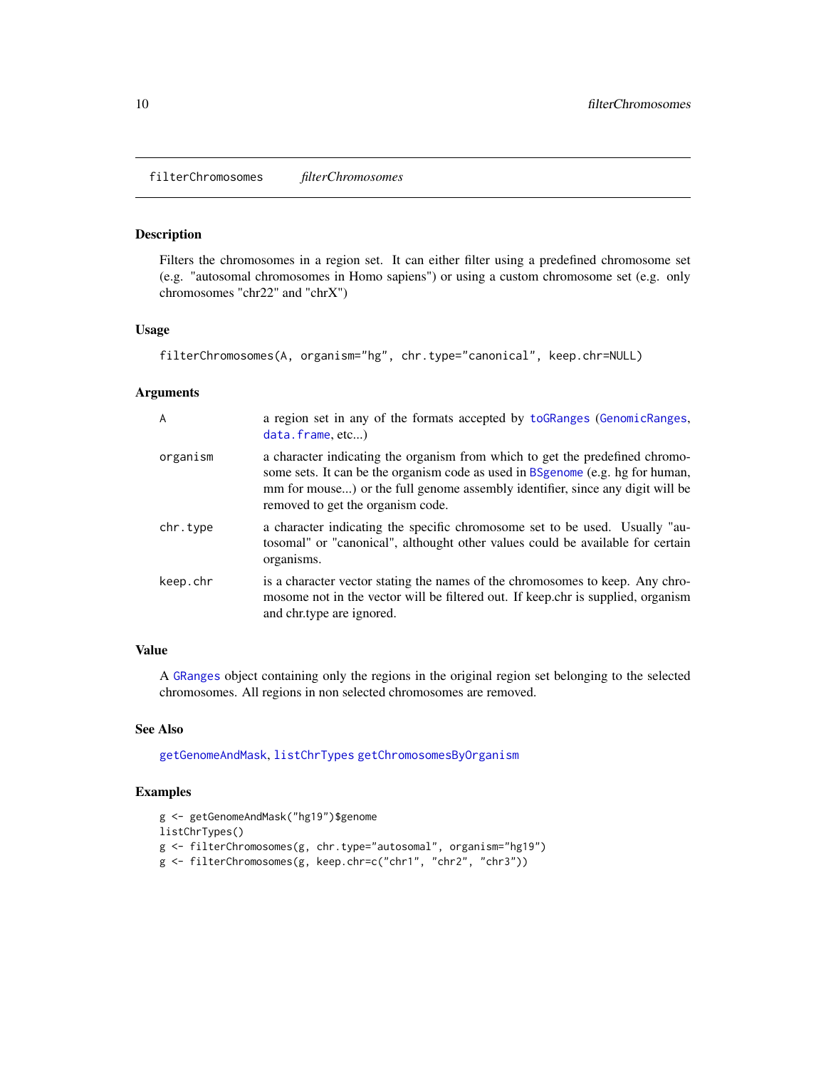# filterChromosomes — *filterChromosomes*

## Description

Filters the chromosomes in a region set. It can either filter using a predefined chromosome set (e.g. "autosomal chromosomes in Homo sapiens") or using a custom chromosome set (e.g. only chromosomes "chr22" and "chrX")

## Usage

```
filterChromosomes(A, organism="hg", chr.type="canonical", keep.chr=NULL)
```

## Arguments

| | |
|---|---|
| `A` | a region set in any of the formats accepted by `toGRanges` (`GenomicRanges`, `data.frame`, etc...) |
| `organism` | a character indicating the organism from which to get the predefined chromosome sets. It can be the organism code as used in `BSgenome` (e.g. hg for human, mm for mouse...) or the full genome assembly identifier, since any digit will be removed to get the organism code. |
| `chr.type` | a character indicating the specific chromosome set to be used. Usually "autosomal" or "canonical", althought other values could be available for certain organisms. |
| `keep.chr` | is a character vector stating the names of the chromosomes to keep. Any chromosome not in the vector will be filtered out. If keep.chr is supplied, organism and chr.type are ignored. |

## Value

A `GRanges` object containing only the regions in the original region set belonging to the selected chromosomes. All regions in non selected chromosomes are removed.

## See Also

`getGenomeAndMask`, `listChrTypes` `getChromosomesByOrganism`

## Examples

```
g <- getGenomeAndMask("hg19")$genome
listChrTypes()
g <- filterChromosomes(g, chr.type="autosomal", organism="hg19")
g <- filterChromosomes(g, keep.chr=c("chr1", "chr2", "chr3"))
```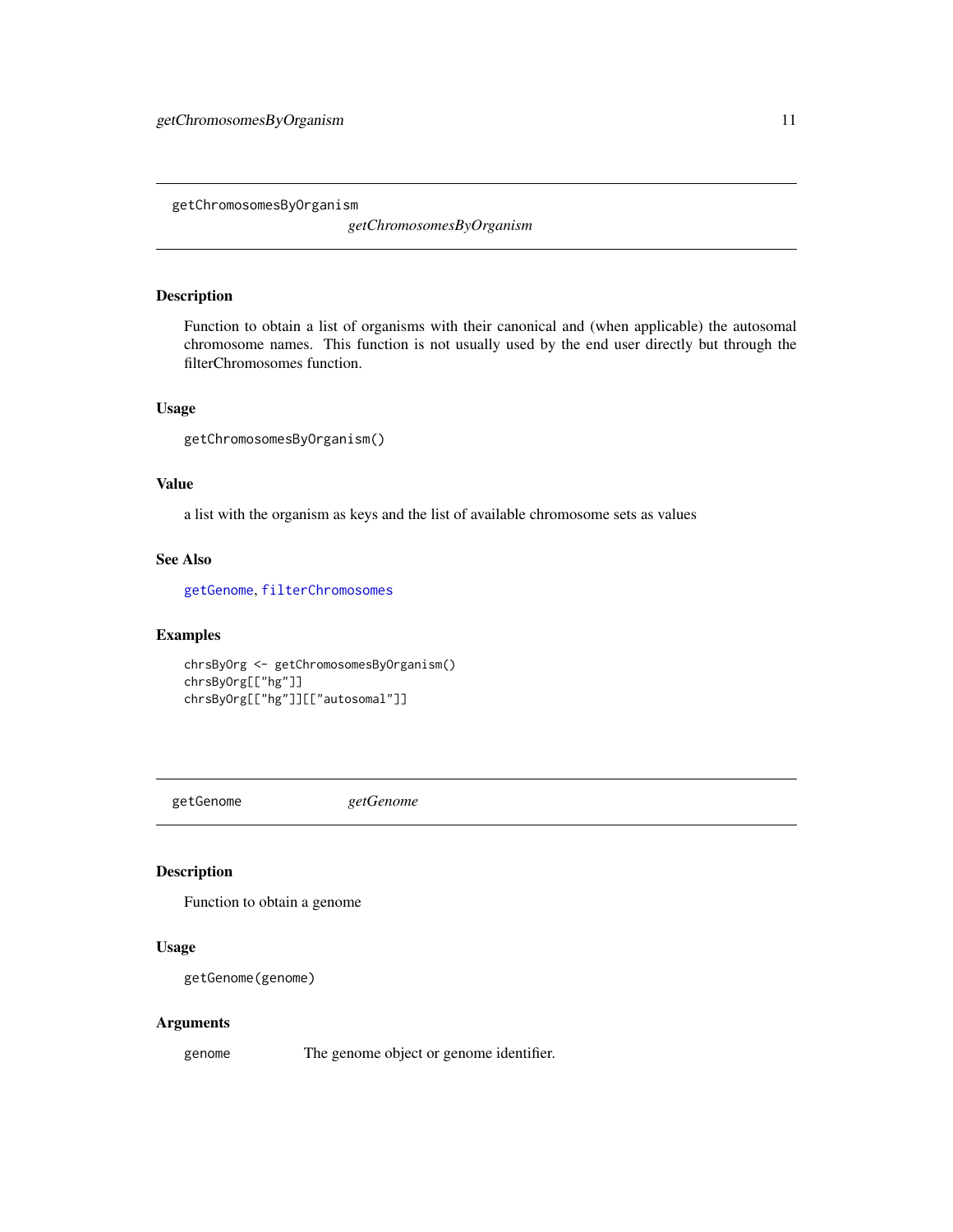## getChromosomesByOrganism    *getChromosomesByOrganism*

### Description

Function to obtain a list of organisms with their canonical and (when applicable) the autosomal chromosome names. This function is not usually used by the end user directly but through the filterChromosomes function.

### Usage

```
getChromosomesByOrganism()
```

### Value

a list with the organism as keys and the list of available chromosome sets as values

### See Also

getGenome, filterChromosomes

### Examples

```
chrsByOrg <- getChromosomesByOrganism()
chrsByOrg[["hg"]]
chrsByOrg[["hg"]][["autosomal"]]
```

## getGenome    *getGenome*

### Description

Function to obtain a genome

### Usage

```
getGenome(genome)
```

### Arguments

| | |
|---|---|
| genome | The genome object or genome identifier. |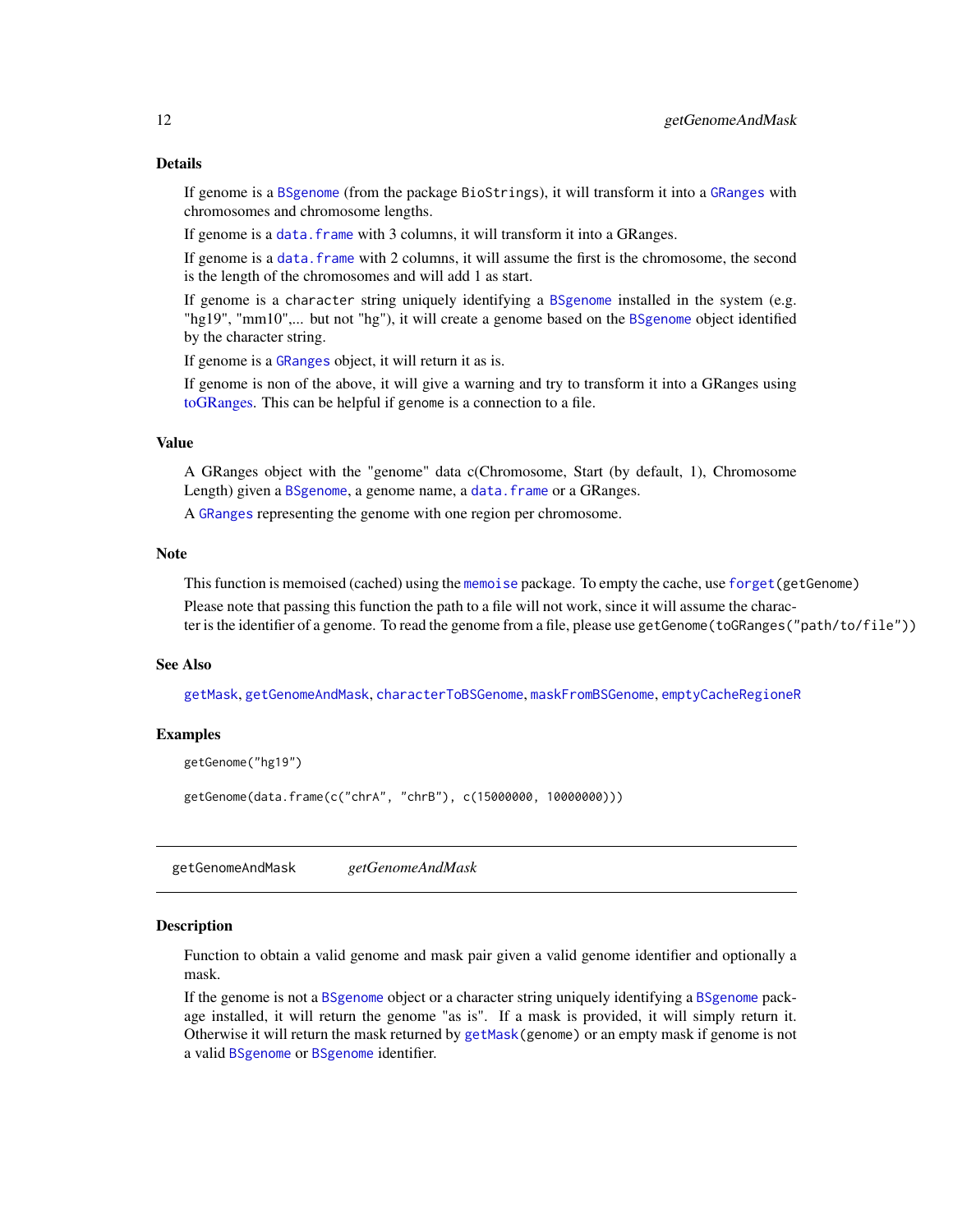### Details

If genome is a BSgenome (from the package BioStrings), it will transform it into a GRanges with chromosomes and chromosome lengths.

If genome is a data.frame with 3 columns, it will transform it into a GRanges.

If genome is a data.frame with 2 columns, it will assume the first is the chromosome, the second is the length of the chromosomes and will add 1 as start.

If genome is a character string uniquely identifying a BSgenome installed in the system (e.g. "hg19", "mm10",... but not "hg"), it will create a genome based on the BSgenome object identified by the character string.

If genome is a GRanges object, it will return it as is.

If genome is non of the above, it will give a warning and try to transform it into a GRanges using toGRanges. This can be helpful if genome is a connection to a file.

### Value

A GRanges object with the "genome" data c(Chromosome, Start (by default, 1), Chromosome Length) given a BSgenome, a genome name, a data.frame or a GRanges.

A GRanges representing the genome with one region per chromosome.

### Note

This function is memoised (cached) using the memoise package. To empty the cache, use `forget(getGenome)`

Please note that passing this function the path to a file will not work, since it will assume the character is the identifier of a genome. To read the genome from a file, please use `getGenome(toGRanges("path/to/file"))`

### See Also

getMask, getGenomeAndMask, characterToBSGenome, maskFromBSGenome, emptyCacheRegioneR

### Examples

```
getGenome("hg19")

getGenome(data.frame(c("chrA", "chrB"), c(15000000, 10000000)))
```

---

## getGenomeAndMask &nbsp;&nbsp;&nbsp; *getGenomeAndMask*

### Description

Function to obtain a valid genome and mask pair given a valid genome identifier and optionally a mask.

If the genome is not a BSgenome object or a character string uniquely identifying a BSgenome package installed, it will return the genome "as is". If a mask is provided, it will simply return it. Otherwise it will return the mask returned by `getMask(genome)` or an empty mask if genome is not a valid BSgenome or BSgenome identifier.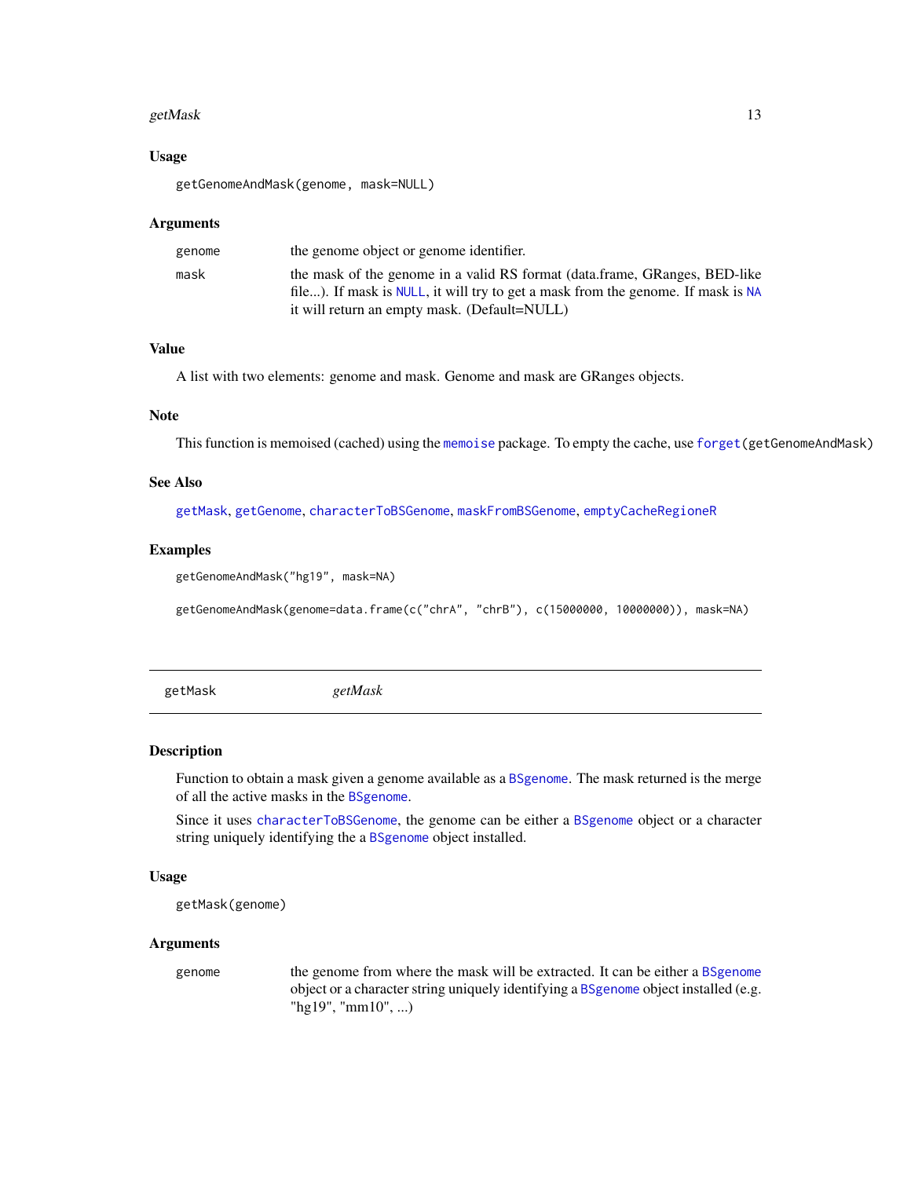### Usage

```
getGenomeAndMask(genome, mask=NULL)
```

### Arguments

| | |
|---|---|
| genome | the genome object or genome identifier. |
| mask | the mask of the genome in a valid RS format (data.frame, GRanges, BED-like file...). If mask is NULL, it will try to get a mask from the genome. If mask is NA it will return an empty mask. (Default=NULL) |

### Value

A list with two elements: genome and mask. Genome and mask are GRanges objects.

### Note

This function is memoised (cached) using the memoise package. To empty the cache, use forget(getGenomeAndMask)

### See Also

getMask, getGenome, characterToBSGenome, maskFromBSGenome, emptyCacheRegioneR

### Examples

```
getGenomeAndMask("hg19", mask=NA)

getGenomeAndMask(genome=data.frame(c("chrA", "chrB"), c(15000000, 10000000)), mask=NA)
```

---

## getMask &emsp; *getMask*

---

### Description

Function to obtain a mask given a genome available as a BSgenome. The mask returned is the merge of all the active masks in the BSgenome.

Since it uses characterToBSGenome, the genome can be either a BSgenome object or a character string uniquely identifying the a BSgenome object installed.

### Usage

```
getMask(genome)
```

### Arguments

| | |
|---|---|
| genome | the genome from where the mask will be extracted. It can be either a BSgenome object or a character string uniquely identifying a BSgenome object installed (e.g. "hg19", "mm10", ...) |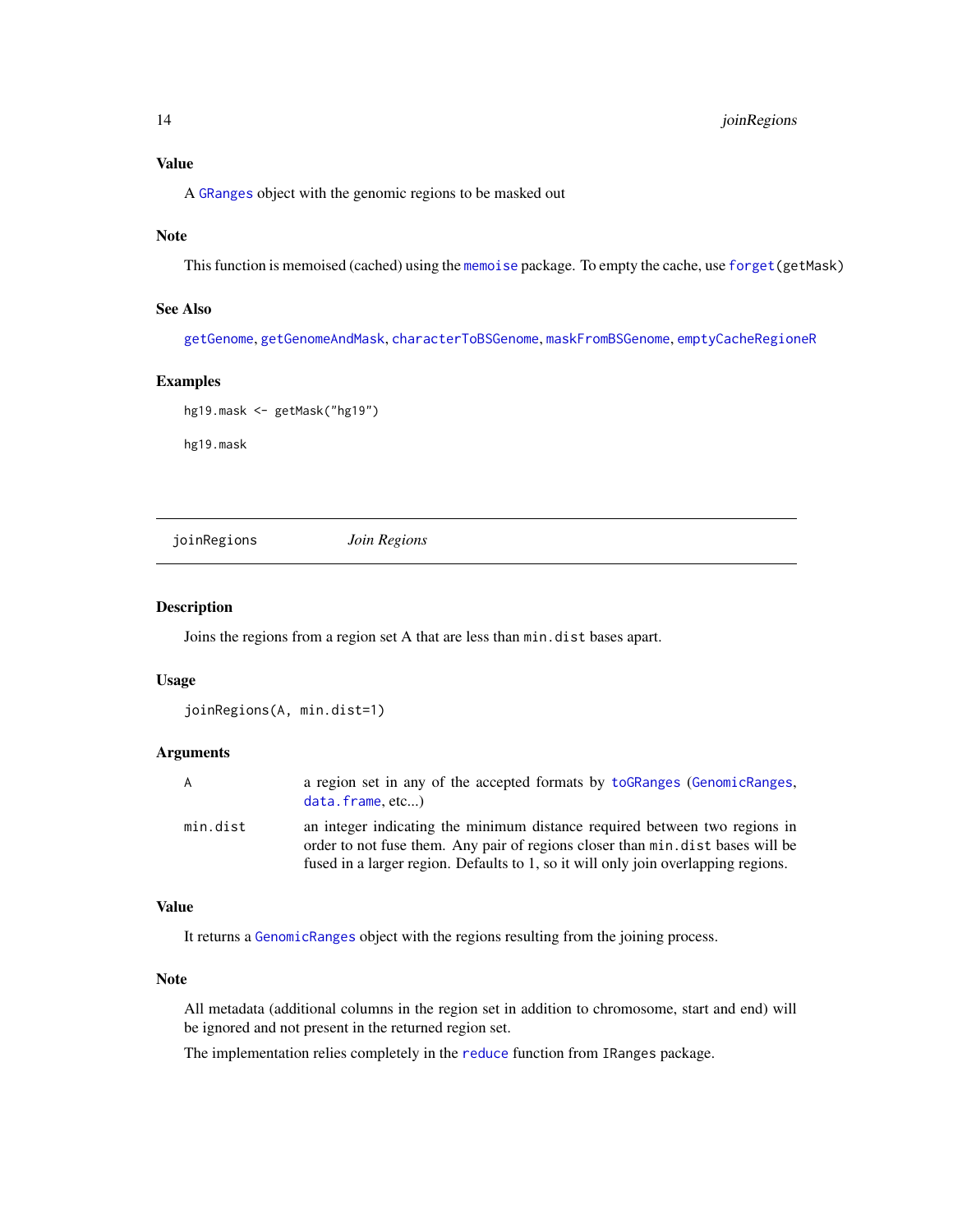### Value

A GRanges object with the genomic regions to be masked out

### Note

This function is memoised (cached) using the memoise package. To empty the cache, use forget(getMask)

### See Also

getGenome, getGenomeAndMask, characterToBSGenome, maskFromBSGenome, emptyCacheRegioneR

### Examples

```
hg19.mask <- getMask("hg19")

hg19.mask
```

---

## joinRegions &nbsp;&nbsp;&nbsp;&nbsp; *Join Regions*

---

### Description

Joins the regions from a region set A that are less than `min.dist` bases apart.

### Usage

```
joinRegions(A, min.dist=1)
```

### Arguments

| | |
|---|---|
| A | a region set in any of the accepted formats by toGRanges (GenomicRanges, data.frame, etc...) |
| min.dist | an integer indicating the minimum distance required between two regions in order to not fuse them. Any pair of regions closer than `min.dist` bases will be fused in a larger region. Defaults to 1, so it will only join overlapping regions. |

### Value

It returns a GenomicRanges object with the regions resulting from the joining process.

### Note

All metadata (additional columns in the region set in addition to chromosome, start and end) will be ignored and not present in the returned region set.

The implementation relies completely in the reduce function from `IRanges` package.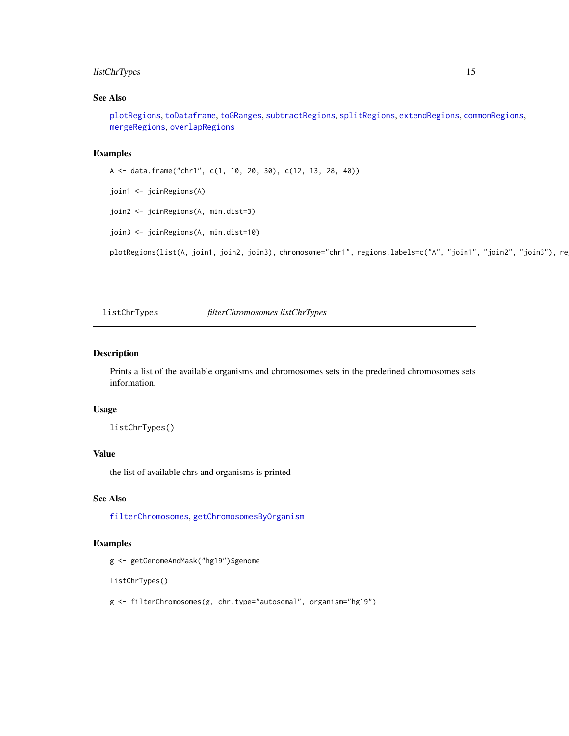### See Also

plotRegions, toDataframe, toGRanges, subtractRegions, splitRegions, extendRegions, commonRegions, mergeRegions, overlapRegions

### Examples

```
A <- data.frame("chr1", c(1, 10, 20, 30), c(12, 13, 28, 40))

join1 <- joinRegions(A)

join2 <- joinRegions(A, min.dist=3)

join3 <- joinRegions(A, min.dist=10)

plotRegions(list(A, join1, join2, join3), chromosome="chr1", regions.labels=c("A", "join1", "join2", "join3"), re
```

---

## listChrTypes    *filterChromosomes listChrTypes*

### Description

Prints a list of the available organisms and chromosomes sets in the predefined chromosomes sets information.

### Usage

```
listChrTypes()
```

### Value

the list of available chrs and organisms is printed

### See Also

filterChromosomes, getChromosomesByOrganism

### Examples

```
g <- getGenomeAndMask("hg19")$genome

listChrTypes()

g <- filterChromosomes(g, chr.type="autosomal", organism="hg19")
```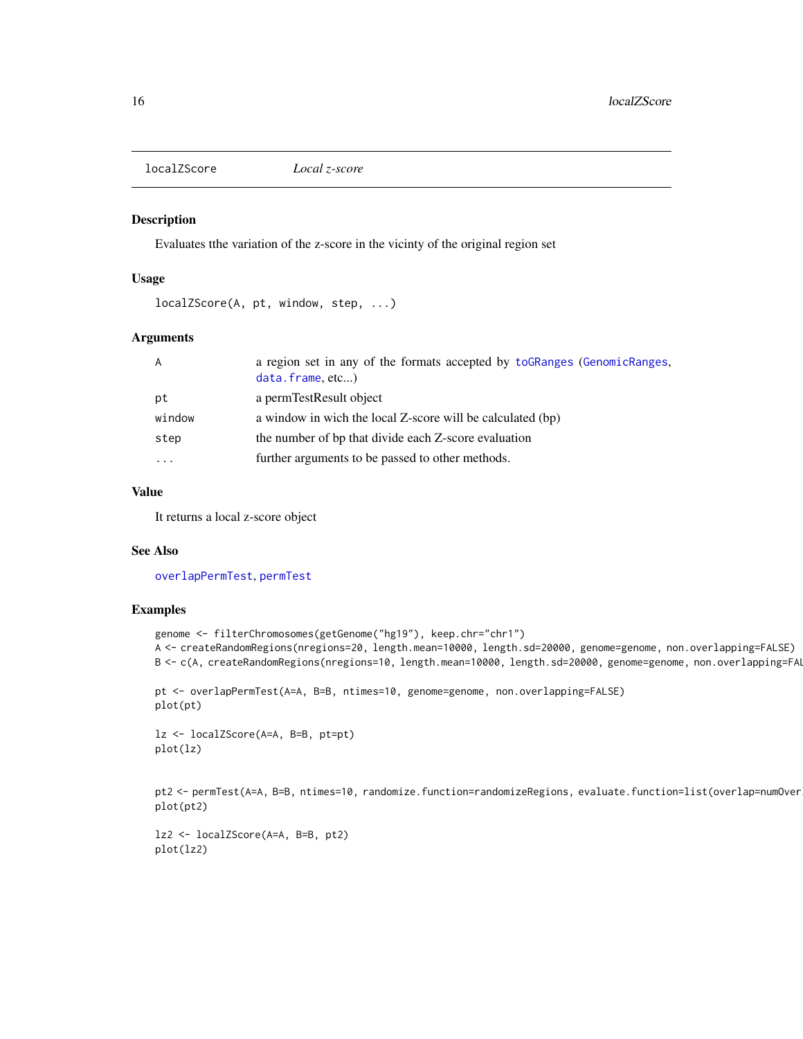# localZScore — *Local z-score*

## Description

Evaluates tthe variation of the z-score in the vicinty of the original region set

## Usage

```
localZScore(A, pt, window, step, ...)
```

## Arguments

| | |
|---|---|
| A | a region set in any of the formats accepted by toGRanges (GenomicRanges, data.frame, etc...) |
| pt | a permTestResult object |
| window | a window in wich the local Z-score will be calculated (bp) |
| step | the number of bp that divide each Z-score evaluation |
| ... | further arguments to be passed to other methods. |

## Value

It returns a local z-score object

## See Also

overlapPermTest, permTest

## Examples

```
genome <- filterChromosomes(getGenome("hg19"), keep.chr="chr1")
A <- createRandomRegions(nregions=20, length.mean=10000, length.sd=20000, genome=genome, non.overlapping=FALSE)
B <- c(A, createRandomRegions(nregions=10, length.mean=10000, length.sd=20000, genome=genome, non.overlapping=FAL

pt <- overlapPermTest(A=A, B=B, ntimes=10, genome=genome, non.overlapping=FALSE)
plot(pt)

lz <- localZScore(A=A, B=B, pt=pt)
plot(lz)


pt2 <- permTest(A=A, B=B, ntimes=10, randomize.function=randomizeRegions, evaluate.function=list(overlap=numOver
plot(pt2)

lz2 <- localZScore(A=A, B=B, pt2)
plot(lz2)
```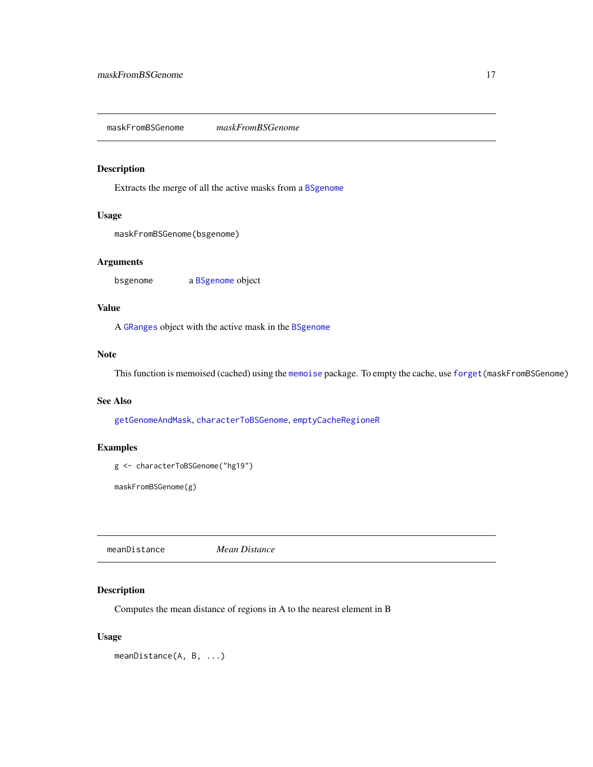## maskFromBSGenome &nbsp;&nbsp;&nbsp;&nbsp; *maskFromBSGenome*

### Description

Extracts the merge of all the active masks from a `BSgenome`

### Usage

```
maskFromBSGenome(bsgenome)
```

### Arguments

| | |
|---|---|
| `bsgenome` | a `BSgenome` object |

### Value

A `GRanges` object with the active mask in the `BSgenome`

### Note

This function is memoised (cached) using the `memoise` package. To empty the cache, use `forget(maskFromBSGenome)`

### See Also

`getGenomeAndMask`, `characterToBSGenome`, `emptyCacheRegioneR`

### Examples

```
g <- characterToBSGenome("hg19")

maskFromBSGenome(g)
```

## meanDistance &nbsp;&nbsp;&nbsp;&nbsp; *Mean Distance*

### Description

Computes the mean distance of regions in A to the nearest element in B

### Usage

```
meanDistance(A, B, ...)
```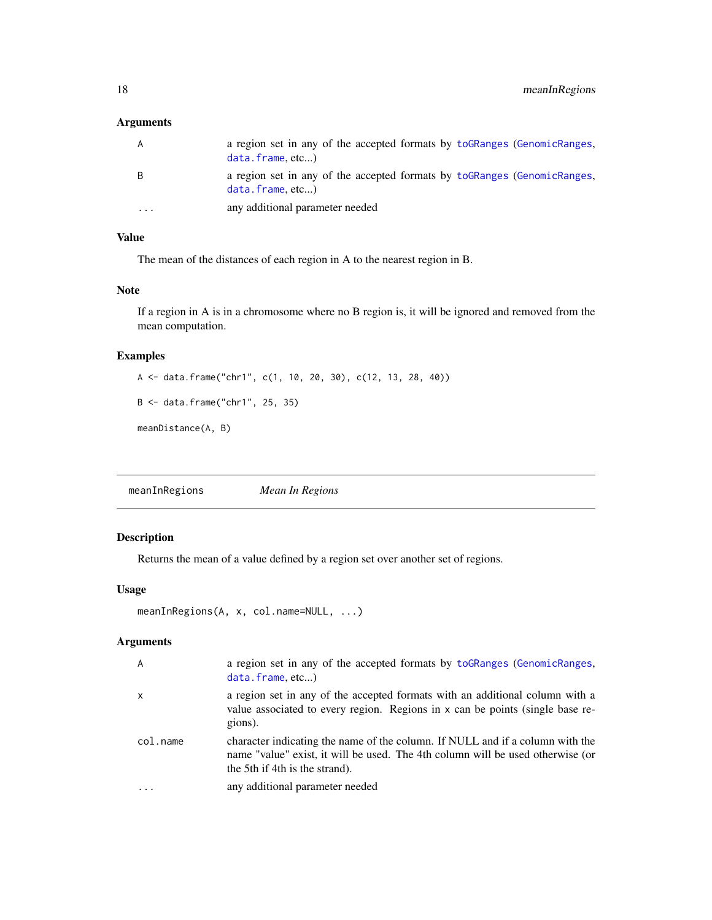### Arguments

| | |
|---|---|
| A | a region set in any of the accepted formats by toGRanges (GenomicRanges, data.frame, etc...) |
| B | a region set in any of the accepted formats by toGRanges (GenomicRanges, data.frame, etc...) |
| ... | any additional parameter needed |

### Value

The mean of the distances of each region in A to the nearest region in B.

### Note

If a region in A is in a chromosome where no B region is, it will be ignored and removed from the mean computation.

### Examples

```
A <- data.frame("chr1", c(1, 10, 20, 30), c(12, 13, 28, 40))

B <- data.frame("chr1", 25, 35)

meanDistance(A, B)
```

---

## meanInRegions *Mean In Regions*

### Description

Returns the mean of a value defined by a region set over another set of regions.

### Usage

```
meanInRegions(A, x, col.name=NULL, ...)
```

### Arguments

| | |
|---|---|
| A | a region set in any of the accepted formats by toGRanges (GenomicRanges, data.frame, etc...) |
| x | a region set in any of the accepted formats with an additional column with a value associated to every region. Regions in x can be points (single base regions). |
| col.name | character indicating the name of the column. If NULL and if a column with the name "value" exist, it will be used. The 4th column will be used otherwise (or the 5th if 4th is the strand). |
| ... | any additional parameter needed |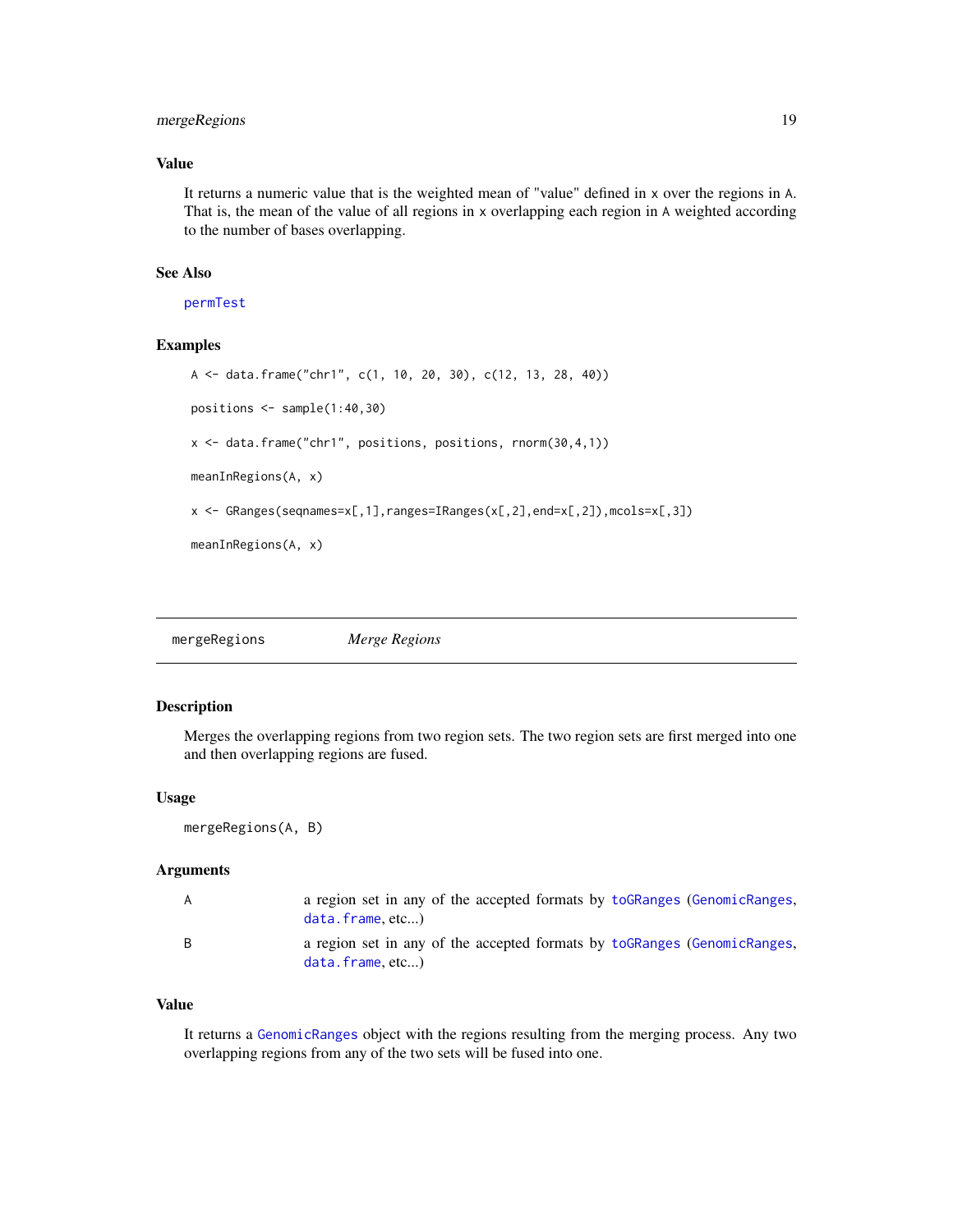## Value

It returns a numeric value that is the weighted mean of "value" defined in x over the regions in A. That is, the mean of the value of all regions in x overlapping each region in A weighted according to the number of bases overlapping.

## See Also

permTest

## Examples

```
A <- data.frame("chr1", c(1, 10, 20, 30), c(12, 13, 28, 40))

positions <- sample(1:40,30)

x <- data.frame("chr1", positions, positions, rnorm(30,4,1))

meanInRegions(A, x)

x <- GRanges(seqnames=x[,1],ranges=IRanges(x[,2],end=x[,2]),mcols=x[,3])

meanInRegions(A, x)
```

---

# mergeRegions *Merge Regions*

## Description

Merges the overlapping regions from two region sets. The two region sets are first merged into one and then overlapping regions are fused.

## Usage

```
mergeRegions(A, B)
```

## Arguments

| | |
|---|---|
| A | a region set in any of the accepted formats by toGRanges (GenomicRanges, data.frame, etc...) |
| B | a region set in any of the accepted formats by toGRanges (GenomicRanges, data.frame, etc...) |

## Value

It returns a GenomicRanges object with the regions resulting from the merging process. Any two overlapping regions from any of the two sets will be fused into one.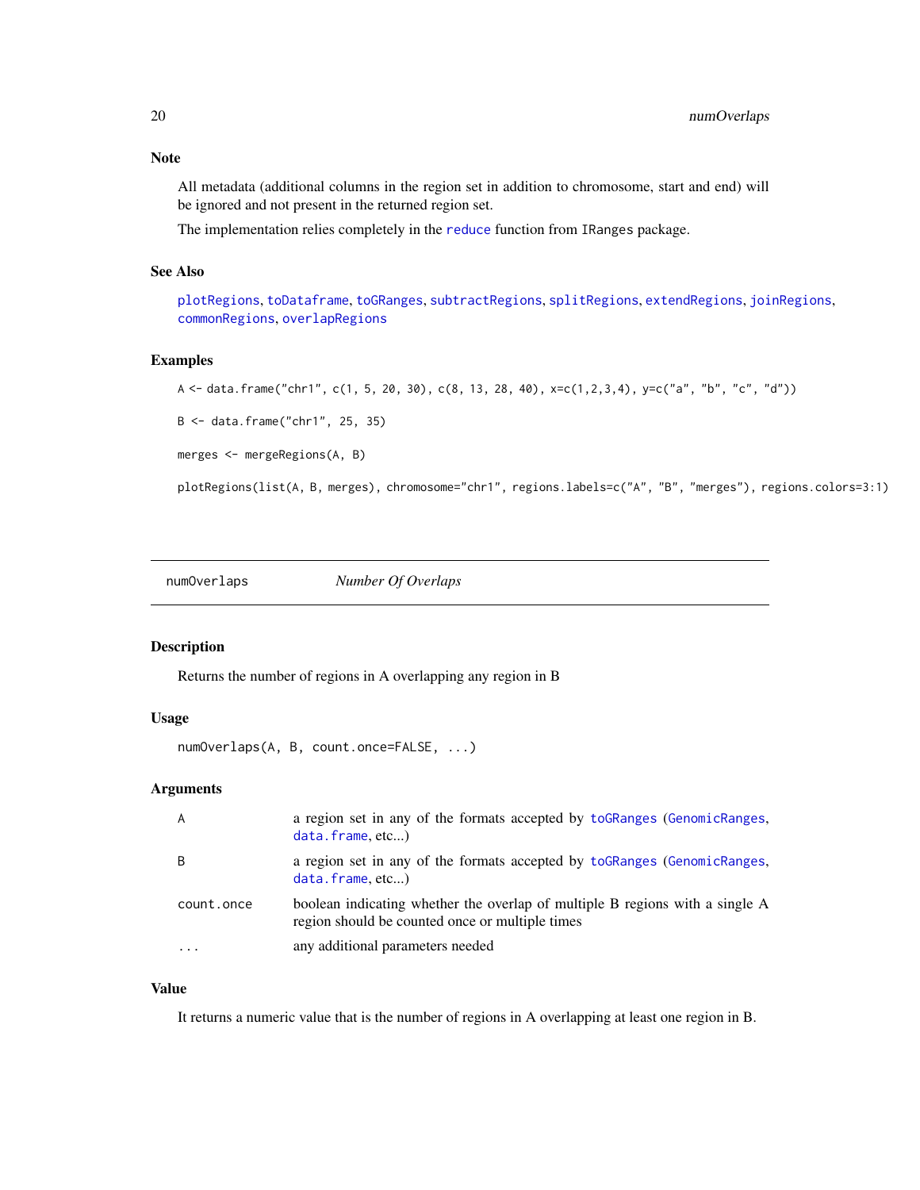### Note

All metadata (additional columns in the region set in addition to chromosome, start and end) will be ignored and not present in the returned region set.

The implementation relies completely in the reduce function from IRanges package.

### See Also

plotRegions, toDataframe, toGRanges, subtractRegions, splitRegions, extendRegions, joinRegions, commonRegions, overlapRegions

### Examples

```
A <- data.frame("chr1", c(1, 5, 20, 30), c(8, 13, 28, 40), x=c(1,2,3,4), y=c("a", "b", "c", "d"))

B <- data.frame("chr1", 25, 35)

merges <- mergeRegions(A, B)

plotRegions(list(A, B, merges), chromosome="chr1", regions.labels=c("A", "B", "merges"), regions.colors=3:1)
```

---

## numOverlaps *Number Of Overlaps*

### Description

Returns the number of regions in A overlapping any region in B

### Usage

```
numOverlaps(A, B, count.once=FALSE, ...)
```

### Arguments

| | |
|---|---|
| A | a region set in any of the formats accepted by toGRanges (GenomicRanges, data.frame, etc...) |
| B | a region set in any of the formats accepted by toGRanges (GenomicRanges, data.frame, etc...) |
| count.once | boolean indicating whether the overlap of multiple B regions with a single A region should be counted once or multiple times |
| ... | any additional parameters needed |

### Value

It returns a numeric value that is the number of regions in A overlapping at least one region in B.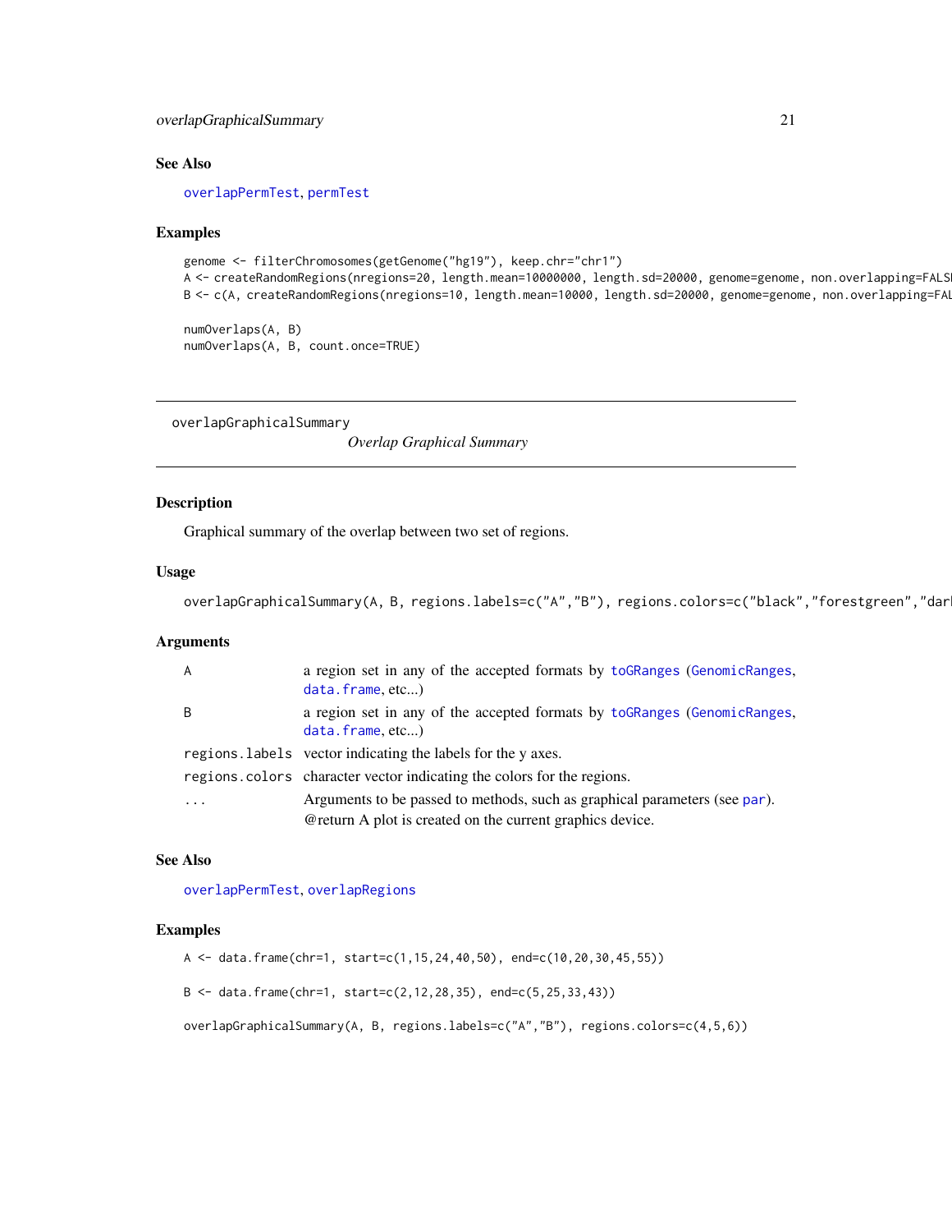## See Also

overlapPermTest, permTest

## Examples

```
genome <- filterChromosomes(getGenome("hg19"), keep.chr="chr1")
A <- createRandomRegions(nregions=20, length.mean=10000000, length.sd=20000, genome=genome, non.overlapping=FALS
B <- c(A, createRandomRegions(nregions=10, length.mean=10000, length.sd=20000, genome=genome, non.overlapping=FAL

numOverlaps(A, B)
numOverlaps(A, B, count.once=TRUE)
```

---

# overlapGraphicalSummary *Overlap Graphical Summary*

---

## Description

Graphical summary of the overlap between two set of regions.

## Usage

```
overlapGraphicalSummary(A, B, regions.labels=c("A","B"), regions.colors=c("black","forestgreen","dar
```

## Arguments

| | |
|---|---|
| A | a region set in any of the accepted formats by toGRanges (GenomicRanges, data.frame, etc...) |
| B | a region set in any of the accepted formats by toGRanges (GenomicRanges, data.frame, etc...) |
| regions.labels | vector indicating the labels for the y axes. |
| regions.colors | character vector indicating the colors for the regions. |
| ... | Arguments to be passed to methods, such as graphical parameters (see par). @return A plot is created on the current graphics device. |

## See Also

overlapPermTest, overlapRegions

## Examples

```
A <- data.frame(chr=1, start=c(1,15,24,40,50), end=c(10,20,30,45,55))

B <- data.frame(chr=1, start=c(2,12,28,35), end=c(5,25,33,43))

overlapGraphicalSummary(A, B, regions.labels=c("A","B"), regions.colors=c(4,5,6))
```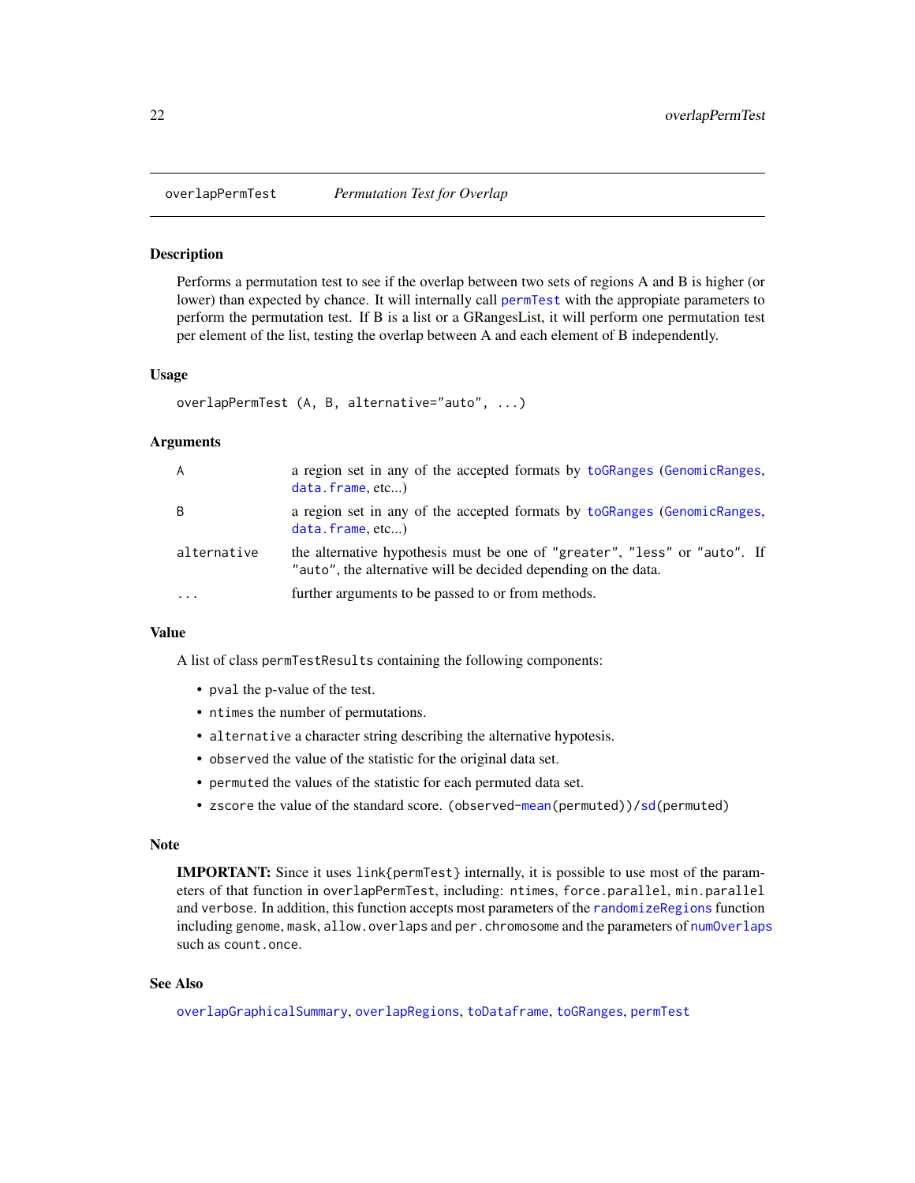overlapPermTest *Permutation Test for Overlap*

## Description

Performs a permutation test to see if the overlap between two sets of regions A and B is higher (or lower) than expected by chance. It will internally call permTest with the appropiate parameters to perform the permutation test. If B is a list or a GRangesList, it will perform one permutation test per element of the list, testing the overlap between A and each element of B independently.

## Usage

```
overlapPermTest (A, B, alternative="auto", ...)
```

## Arguments

| | |
|---|---|
| A | a region set in any of the accepted formats by toGRanges (GenomicRanges, data.frame, etc...) |
| B | a region set in any of the accepted formats by toGRanges (GenomicRanges, data.frame, etc...) |
| alternative | the alternative hypothesis must be one of "greater", "less" or "auto". If "auto", the alternative will be decided depending on the data. |
| ... | further arguments to be passed to or from methods. |

## Value

A list of class permTestResults containing the following components:

- pval the p-value of the test.
- ntimes the number of permutations.
- alternative a character string describing the alternative hypotesis.
- observed the value of the statistic for the original data set.
- permuted the values of the statistic for each permuted data set.
- zscore the value of the standard score. (observed-mean(permuted))/sd(permuted)

## Note

**IMPORTANT:** Since it uses link{permTest} internally, it is possible to use most of the parameters of that function in overlapPermTest, including: ntimes, force.parallel, min.parallel and verbose. In addition, this function accepts most parameters of the randomizeRegions function including genome, mask, allow.overlaps and per.chromosome and the parameters of numOverlaps such as count.once.

## See Also

overlapGraphicalSummary, overlapRegions, toDataframe, toGRanges, permTest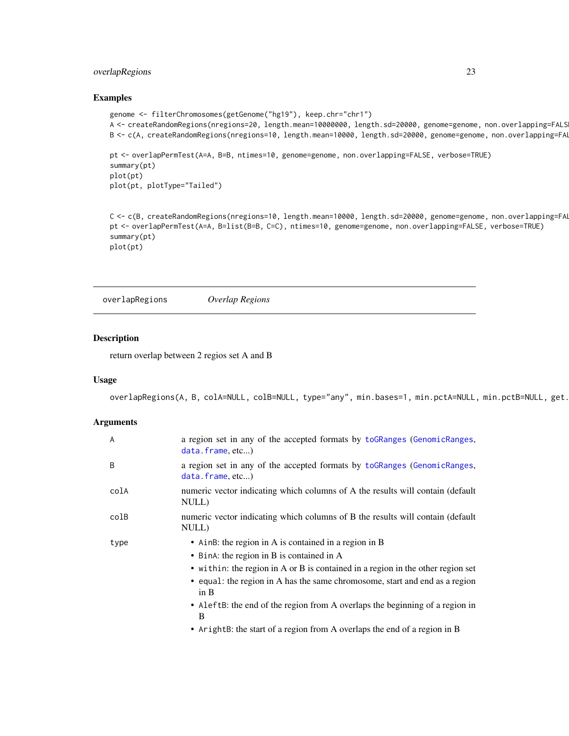## Examples

```
genome <- filterChromosomes(getGenome("hg19"), keep.chr="chr1")
A <- createRandomRegions(nregions=20, length.mean=10000000, length.sd=20000, genome=genome, non.overlapping=FALSE
B <- c(A, createRandomRegions(nregions=10, length.mean=10000, length.sd=20000, genome=genome, non.overlapping=FAL

pt <- overlapPermTest(A=A, B=B, ntimes=10, genome=genome, non.overlapping=FALSE, verbose=TRUE)
summary(pt)
plot(pt)
plot(pt, plotType="Tailed")


C <- c(B, createRandomRegions(nregions=10, length.mean=10000, length.sd=20000, genome=genome, non.overlapping=FAL
pt <- overlapPermTest(A=A, B=list(B=B, C=C), ntimes=10, genome=genome, non.overlapping=FALSE, verbose=TRUE)
summary(pt)
plot(pt)
```

---

# overlapRegions *Overlap Regions*

---

## Description

return overlap between 2 regios set A and B

## Usage

```
overlapRegions(A, B, colA=NULL, colB=NULL, type="any", min.bases=1, min.pctA=NULL, min.pctB=NULL, get.
```

## Arguments

| | |
|---|---|
| A | a region set in any of the accepted formats by toGRanges (GenomicRanges, data.frame, etc...) |
| B | a region set in any of the accepted formats by toGRanges (GenomicRanges, data.frame, etc...) |
| colA | numeric vector indicating which columns of A the results will contain (default NULL) |
| colB | numeric vector indicating which columns of B the results will contain (default NULL) |
| type | • AinB: the region in A is contained in a region in B<br>• BinA: the region in B is contained in A<br>• within: the region in A or B is contained in a region in the other region set<br>• equal: the region in A has the same chromosome, start and end as a region in B<br>• AleftB: the end of the region from A overlaps the beginning of a region in B<br>• ArightB: the start of a region from A overlaps the end of a region in B |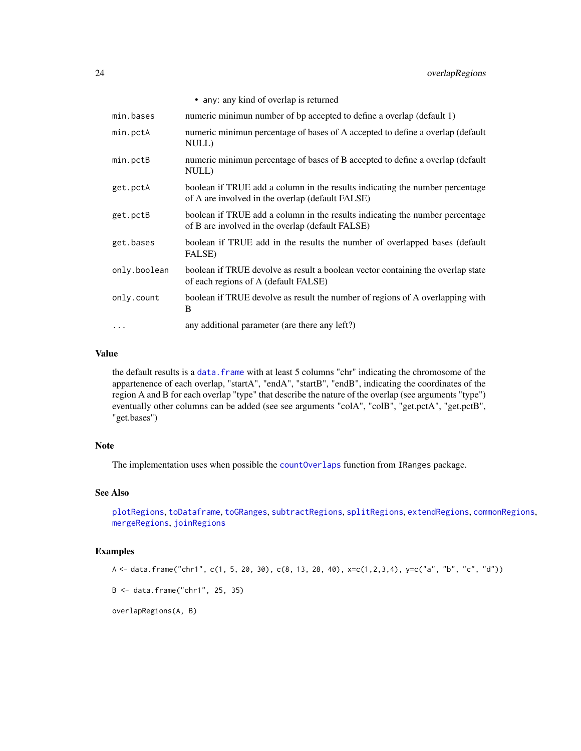- any: any kind of overlap is returned

| | |
|---|---|
| `min.bases` | numeric minimun number of bp accepted to define a overlap (default 1) |
| `min.pctA` | numeric minimun percentage of bases of A accepted to define a overlap (default NULL) |
| `min.pctB` | numeric minimun percentage of bases of B accepted to define a overlap (default NULL) |
| `get.pctA` | boolean if TRUE add a column in the results indicating the number percentage of A are involved in the overlap (default FALSE) |
| `get.pctB` | boolean if TRUE add a column in the results indicating the number percentage of B are involved in the overlap (default FALSE) |
| `get.bases` | boolean if TRUE add in the results the number of overlapped bases (default FALSE) |
| `only.boolean` | boolean if TRUE devolve as result a boolean vector containing the overlap state of each regions of A (default FALSE) |
| `only.count` | boolean if TRUE devolve as result the number of regions of A overlapping with B |
| `...` | any additional parameter (are there any left?) |

## Value

the default results is a `data.frame` with at least 5 columns "chr" indicating the chromosome of the appartenence of each overlap, "startA", "endA", "startB", "endB", indicating the coordinates of the region A and B for each overlap "type" that describe the nature of the overlap (see arguments "type") eventually other columns can be added (see see arguments "colA", "colB", "get.pctA", "get.pctB", "get.bases")

## Note

The implementation uses when possible the `countOverlaps` function from `IRanges` package.

## See Also

`plotRegions`, `toDataframe`, `toGRanges`, `subtractRegions`, `splitRegions`, `extendRegions`, `commonRegions`, `mergeRegions`, `joinRegions`

## Examples

```
A <- data.frame("chr1", c(1, 5, 20, 30), c(8, 13, 28, 40), x=c(1,2,3,4), y=c("a", "b", "c", "d"))

B <- data.frame("chr1", 25, 35)

overlapRegions(A, B)
```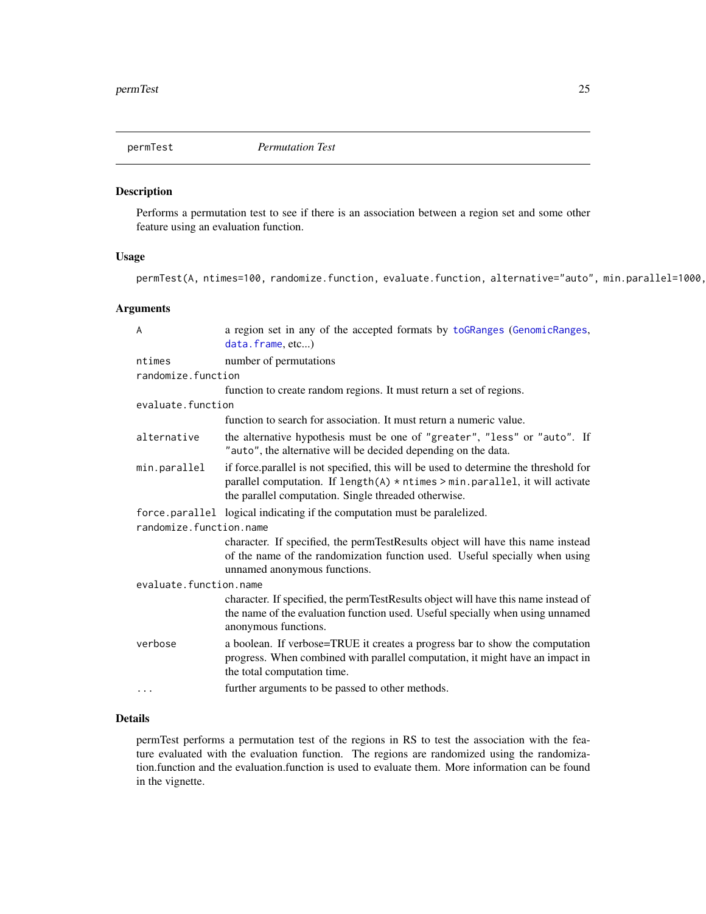## permTest    *Permutation Test*

### Description

Performs a permutation test to see if there is an association between a region set and some other feature using an evaluation function.

### Usage

```
permTest(A, ntimes=100, randomize.function, evaluate.function, alternative="auto", min.parallel=1000,
```

### Arguments

| | |
|---|---|
| `A` | a region set in any of the accepted formats by `toGRanges` (`GenomicRanges`, `data.frame`, etc...) |
| `ntimes` | number of permutations |
| `randomize.function` | function to create random regions. It must return a set of regions. |
| `evaluate.function` | function to search for association. It must return a numeric value. |
| `alternative` | the alternative hypothesis must be one of `"greater"`, `"less"` or `"auto"`. If `"auto"`, the alternative will be decided depending on the data. |
| `min.parallel` | if force.parallel is not specified, this will be used to determine the threshold for parallel computation. If `length(A) * ntimes > min.parallel`, it will activate the parallel computation. Single threaded otherwise. |
| `force.parallel` | logical indicating if the computation must be paralelized. |
| `randomize.function.name` | character. If specified, the permTestResults object will have this name instead of the name of the randomization function used. Useful specially when using unnamed anonymous functions. |
| `evaluate.function.name` | character. If specified, the permTestResults object will have this name instead of the name of the evaluation function used. Useful specially when using unnamed anonymous functions. |
| `verbose` | a boolean. If verbose=TRUE it creates a progress bar to show the computation progress. When combined with parallel computation, it might have an impact in the total computation time. |
| `...` | further arguments to be passed to other methods. |

### Details

permTest performs a permutation test of the regions in RS to test the association with the feature evaluated with the evaluation function. The regions are randomized using the randomization.function and the evaluation.function is used to evaluate them. More information can be found in the vignette.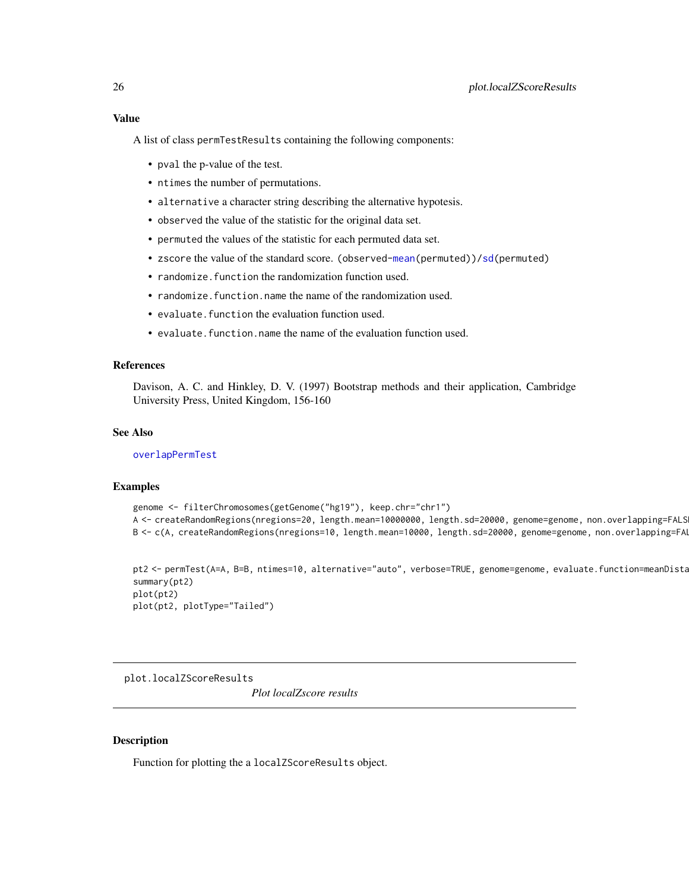### Value

A list of class `permTestResults` containing the following components:

- `pval` the p-value of the test.
- `ntimes` the number of permutations.
- `alternative` a character string describing the alternative hypotesis.
- `observed` the value of the statistic for the original data set.
- `permuted` the values of the statistic for each permuted data set.
- `zscore` the value of the standard score. `(observed-mean(permuted))/sd(permuted)`
- `randomize.function` the randomization function used.
- `randomize.function.name` the name of the randomization used.
- `evaluate.function` the evaluation function used.
- `evaluate.function.name` the name of the evaluation function used.

### References

Davison, A. C. and Hinkley, D. V. (1997) Bootstrap methods and their application, Cambridge University Press, United Kingdom, 156-160

### See Also

`overlapPermTest`

### Examples

```
genome <- filterChromosomes(getGenome("hg19"), keep.chr="chr1")
A <- createRandomRegions(nregions=20, length.mean=10000000, length.sd=20000, genome=genome, non.overlapping=FALSE
B <- c(A, createRandomRegions(nregions=10, length.mean=10000, length.sd=20000, genome=genome, non.overlapping=FAL


pt2 <- permTest(A=A, B=B, ntimes=10, alternative="auto", verbose=TRUE, genome=genome, evaluate.function=meanDista
summary(pt2)
plot(pt2)
plot(pt2, plotType="Tailed")
```

---

## plot.localZScoreResults

*Plot localZscore results*

### Description

Function for plotting the a `localZScoreResults` object.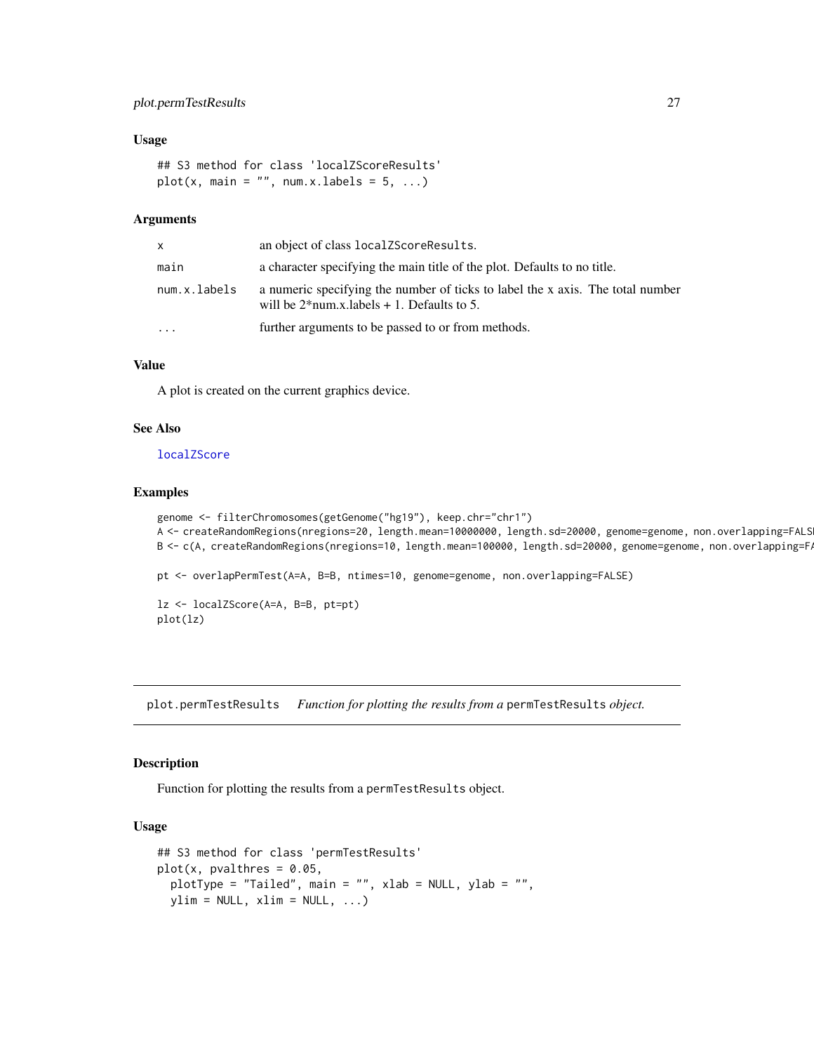## Usage

```
## S3 method for class 'localZScoreResults'
plot(x, main = "", num.x.labels = 5, ...)
```

## Arguments

| | |
|---|---|
| x | an object of class localZScoreResults. |
| main | a character specifying the main title of the plot. Defaults to no title. |
| num.x.labels | a numeric specifying the number of ticks to label the x axis. The total number will be 2*num.x.labels + 1. Defaults to 5. |
| ... | further arguments to be passed to or from methods. |

## Value

A plot is created on the current graphics device.

## See Also

localZScore

## Examples

```
genome <- filterChromosomes(getGenome("hg19"), keep.chr="chr1")
A <- createRandomRegions(nregions=20, length.mean=10000000, length.sd=20000, genome=genome, non.overlapping=FALSE)
B <- c(A, createRandomRegions(nregions=10, length.mean=100000, length.sd=20000, genome=genome, non.overlapping=FA

pt <- overlapPermTest(A=A, B=B, ntimes=10, genome=genome, non.overlapping=FALSE)

lz <- localZScore(A=A, B=B, pt=pt)
plot(lz)
```

---

# plot.permTestResults    *Function for plotting the results from a* permTestResults *object.*

## Description

Function for plotting the results from a permTestResults object.

## Usage

```
## S3 method for class 'permTestResults'
plot(x, pvalthres = 0.05,
  plotType = "Tailed", main = "", xlab = NULL, ylab = "",
  ylim = NULL, xlim = NULL, ...)
```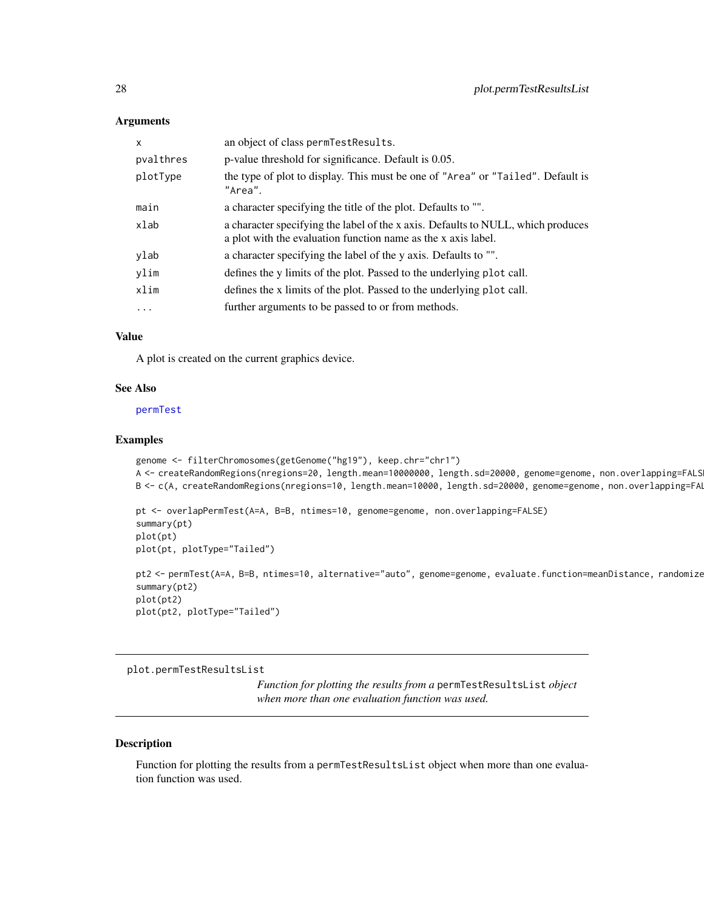## Arguments

| | |
|---|---|
| x | an object of class permTestResults. |
| pvalthres | p-value threshold for significance. Default is 0.05. |
| plotType | the type of plot to display. This must be one of "Area" or "Tailed". Default is "Area". |
| main | a character specifying the title of the plot. Defaults to "". |
| xlab | a character specifying the label of the x axis. Defaults to NULL, which produces a plot with the evaluation function name as the x axis label. |
| ylab | a character specifying the label of the y axis. Defaults to "". |
| ylim | defines the y limits of the plot. Passed to the underlying plot call. |
| xlim | defines the x limits of the plot. Passed to the underlying plot call. |
| ... | further arguments to be passed to or from methods. |

## Value

A plot is created on the current graphics device.

## See Also

permTest

## Examples

```
genome <- filterChromosomes(getGenome("hg19"), keep.chr="chr1")
A <- createRandomRegions(nregions=20, length.mean=10000000, length.sd=20000, genome=genome, non.overlapping=FALSE)
B <- c(A, createRandomRegions(nregions=10, length.mean=10000, length.sd=20000, genome=genome, non.overlapping=FAL

pt <- overlapPermTest(A=A, B=B, ntimes=10, genome=genome, non.overlapping=FALSE)
summary(pt)
plot(pt)
plot(pt, plotType="Tailed")

pt2 <- permTest(A=A, B=B, ntimes=10, alternative="auto", genome=genome, evaluate.function=meanDistance, randomize
summary(pt2)
plot(pt2)
plot(pt2, plotType="Tailed")
```

---

# plot.permTestResultsList

*Function for plotting the results from a* permTestResultsList *object when more than one evaluation function was used.*

## Description

Function for plotting the results from a permTestResultsList object when more than one evaluation function was used.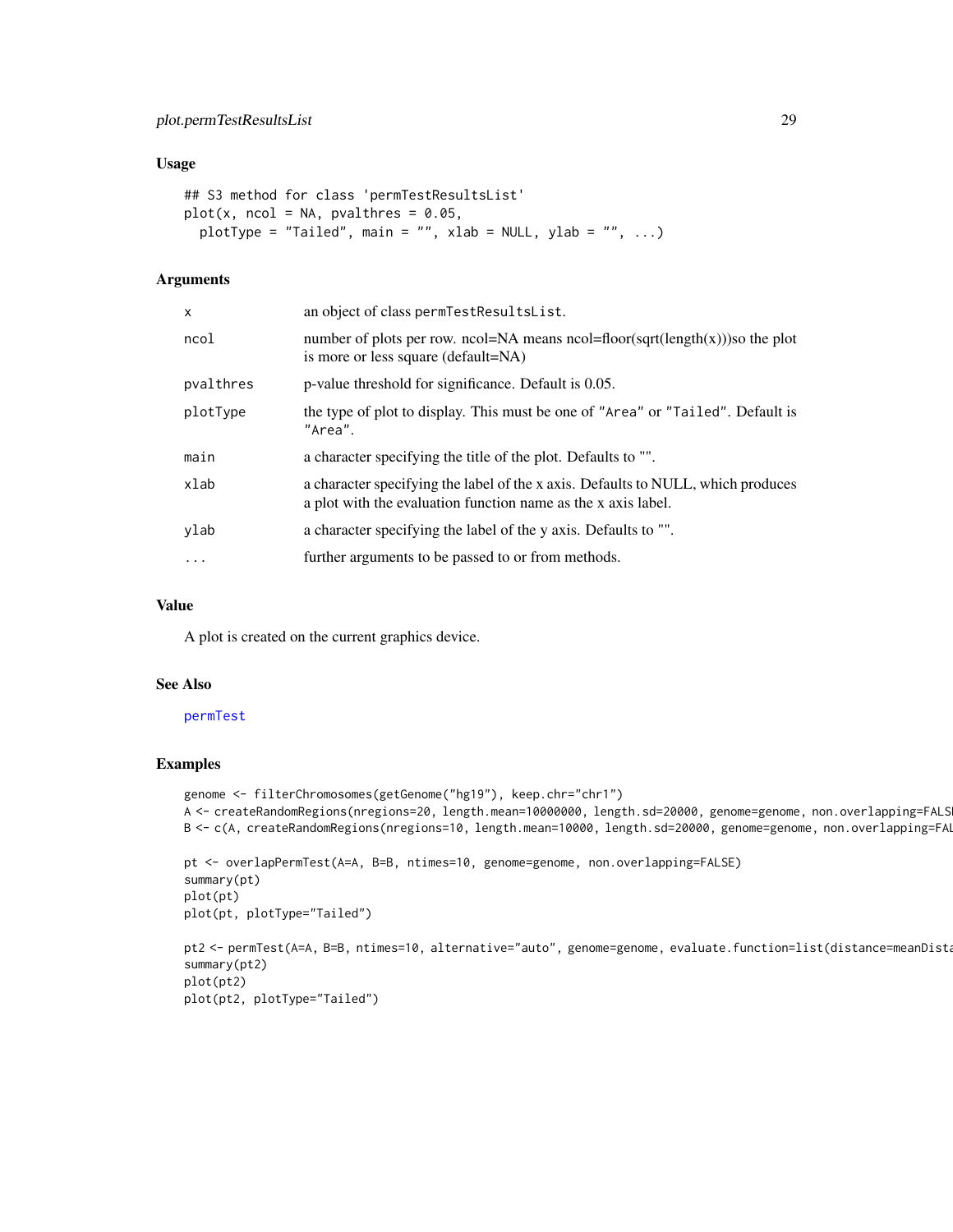## Usage

```
## S3 method for class 'permTestResultsList'
plot(x, ncol = NA, pvalthres = 0.05,
  plotType = "Tailed", main = "", xlab = NULL, ylab = "", ...)
```

## Arguments

| | |
|---|---|
| x | an object of class permTestResultsList. |
| ncol | number of plots per row. ncol=NA means ncol=floor(sqrt(length(x)))so the plot is more or less square (default=NA) |
| pvalthres | p-value threshold for significance. Default is 0.05. |
| plotType | the type of plot to display. This must be one of "Area" or "Tailed". Default is "Area". |
| main | a character specifying the title of the plot. Defaults to "". |
| xlab | a character specifying the label of the x axis. Defaults to NULL, which produces a plot with the evaluation function name as the x axis label. |
| ylab | a character specifying the label of the y axis. Defaults to "". |
| ... | further arguments to be passed to or from methods. |

## Value

A plot is created on the current graphics device.

## See Also

permTest

## Examples

```
genome <- filterChromosomes(getGenome("hg19"), keep.chr="chr1")
A <- createRandomRegions(nregions=20, length.mean=10000000, length.sd=20000, genome=genome, non.overlapping=FALSE
B <- c(A, createRandomRegions(nregions=10, length.mean=10000, length.sd=20000, genome=genome, non.overlapping=FAL

pt <- overlapPermTest(A=A, B=B, ntimes=10, genome=genome, non.overlapping=FALSE)
summary(pt)
plot(pt)
plot(pt, plotType="Tailed")

pt2 <- permTest(A=A, B=B, ntimes=10, alternative="auto", genome=genome, evaluate.function=list(distance=meanDista
summary(pt2)
plot(pt2)
plot(pt2, plotType="Tailed")
```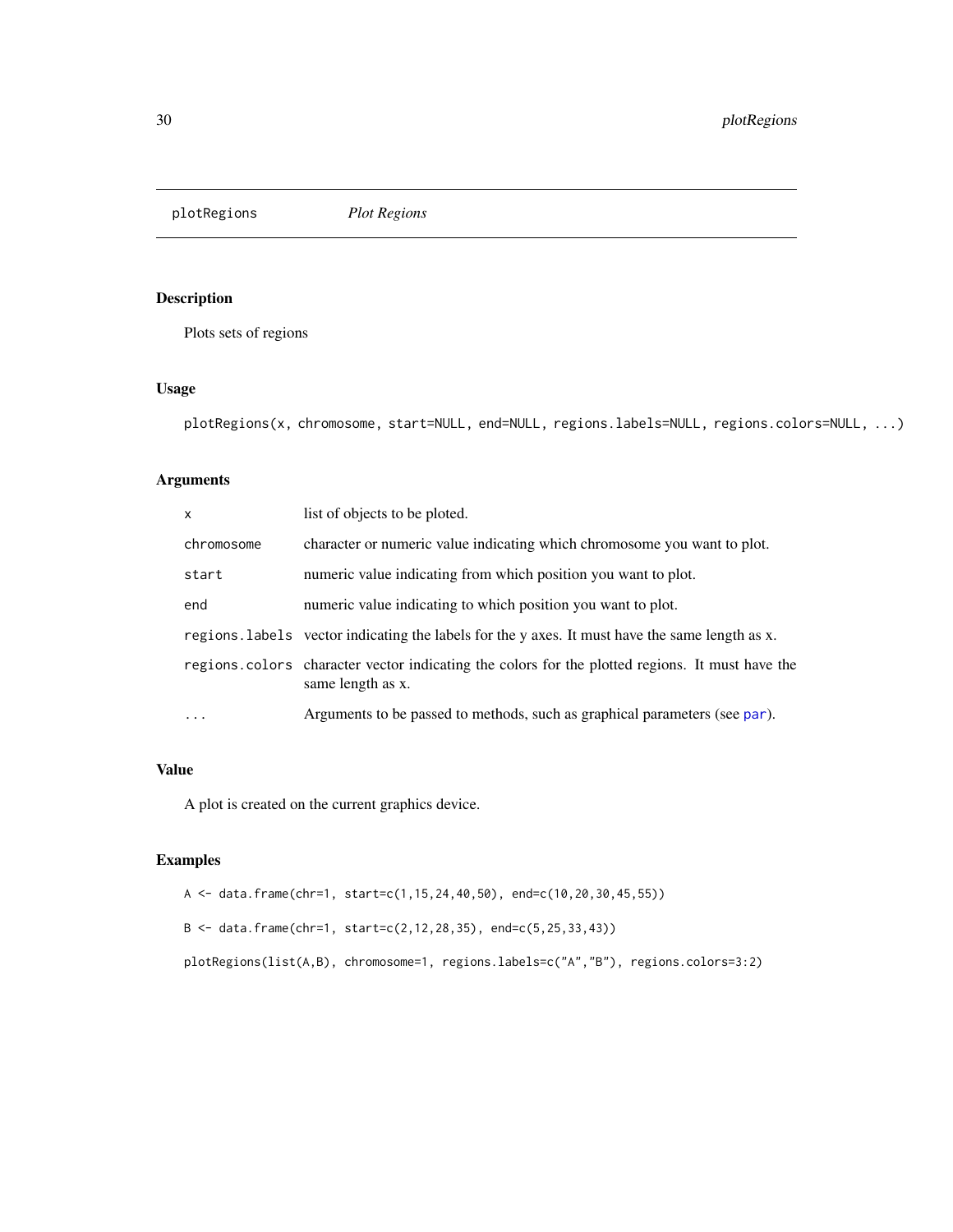plotRegions *Plot Regions*

## Description

Plots sets of regions

## Usage

```
plotRegions(x, chromosome, start=NULL, end=NULL, regions.labels=NULL, regions.colors=NULL, ...)
```

## Arguments

| | |
|---|---|
| x | list of objects to be ploted. |
| chromosome | character or numeric value indicating which chromosome you want to plot. |
| start | numeric value indicating from which position you want to plot. |
| end | numeric value indicating to which position you want to plot. |
| regions.labels | vector indicating the labels for the y axes. It must have the same length as x. |
| regions.colors | character vector indicating the colors for the plotted regions. It must have the same length as x. |
| ... | Arguments to be passed to methods, such as graphical parameters (see par). |

## Value

A plot is created on the current graphics device.

## Examples

```
A <- data.frame(chr=1, start=c(1,15,24,40,50), end=c(10,20,30,45,55))

B <- data.frame(chr=1, start=c(2,12,28,35), end=c(5,25,33,43))

plotRegions(list(A,B), chromosome=1, regions.labels=c("A","B"), regions.colors=3:2)
```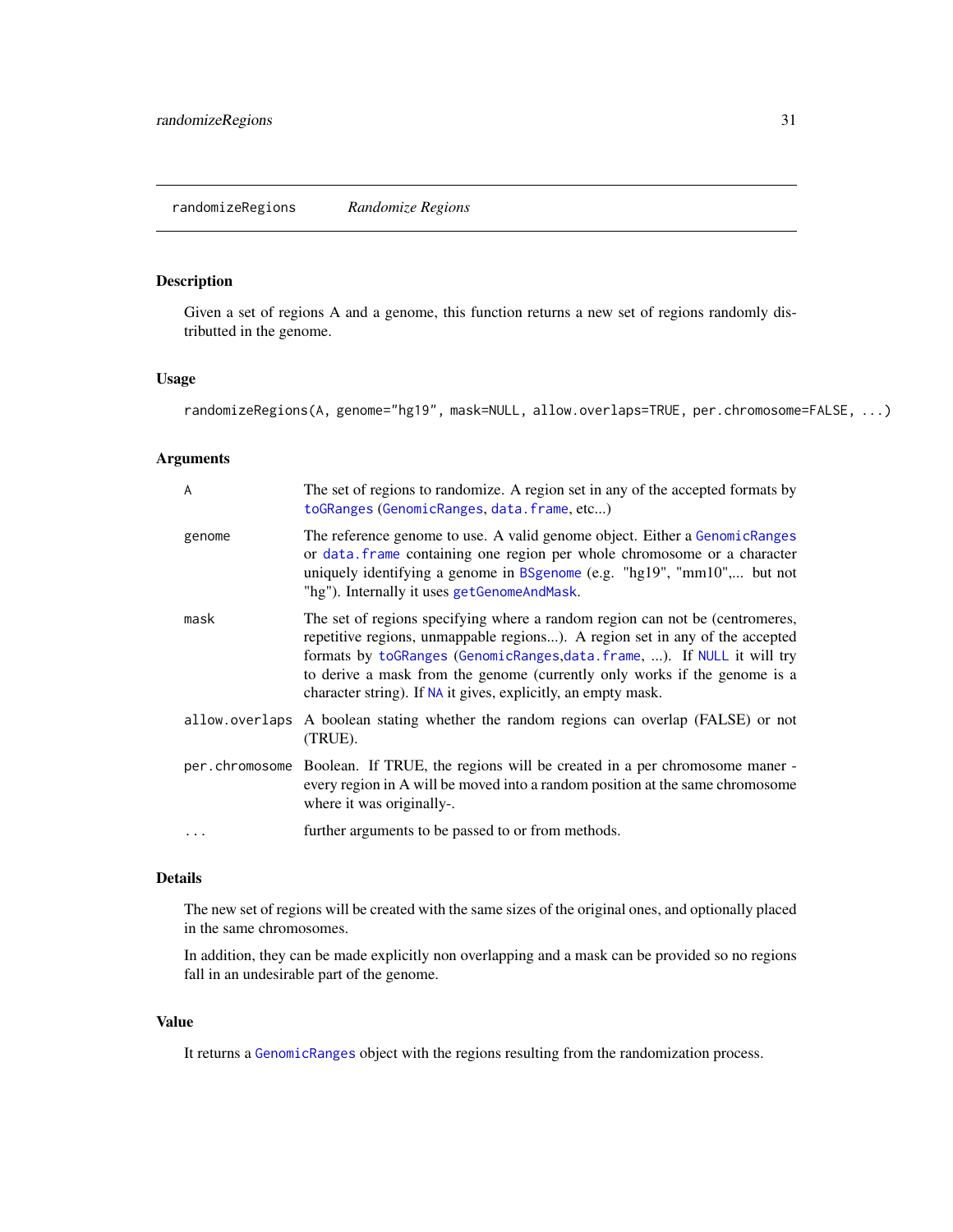randomizeRegions — *Randomize Regions*

## Description

Given a set of regions A and a genome, this function returns a new set of regions randomly distributted in the genome.

## Usage

```
randomizeRegions(A, genome="hg19", mask=NULL, allow.overlaps=TRUE, per.chromosome=FALSE, ...)
```

## Arguments

| | |
|---|---|
| A | The set of regions to randomize. A region set in any of the accepted formats by toGRanges (GenomicRanges, data.frame, etc...) |
| genome | The reference genome to use. A valid genome object. Either a GenomicRanges or data.frame containing one region per whole chromosome or a character uniquely identifying a genome in BSgenome (e.g. "hg19", "mm10",... but not "hg"). Internally it uses getGenomeAndMask. |
| mask | The set of regions specifying where a random region can not be (centromeres, repetitive regions, unmappable regions...). A region set in any of the accepted formats by toGRanges (GenomicRanges,data.frame, ...). If NULL it will try to derive a mask from the genome (currently only works if the genome is a character string). If NA it gives, explicitly, an empty mask. |
| allow.overlaps | A boolean stating whether the random regions can overlap (FALSE) or not (TRUE). |
| per.chromosome | Boolean. If TRUE, the regions will be created in a per chromosome maner - every region in A will be moved into a random position at the same chromosome where it was originally-. |
| ... | further arguments to be passed to or from methods. |

## Details

The new set of regions will be created with the same sizes of the original ones, and optionally placed in the same chromosomes.

In addition, they can be made explicitly non overlapping and a mask can be provided so no regions fall in an undesirable part of the genome.

## Value

It returns a GenomicRanges object with the regions resulting from the randomization process.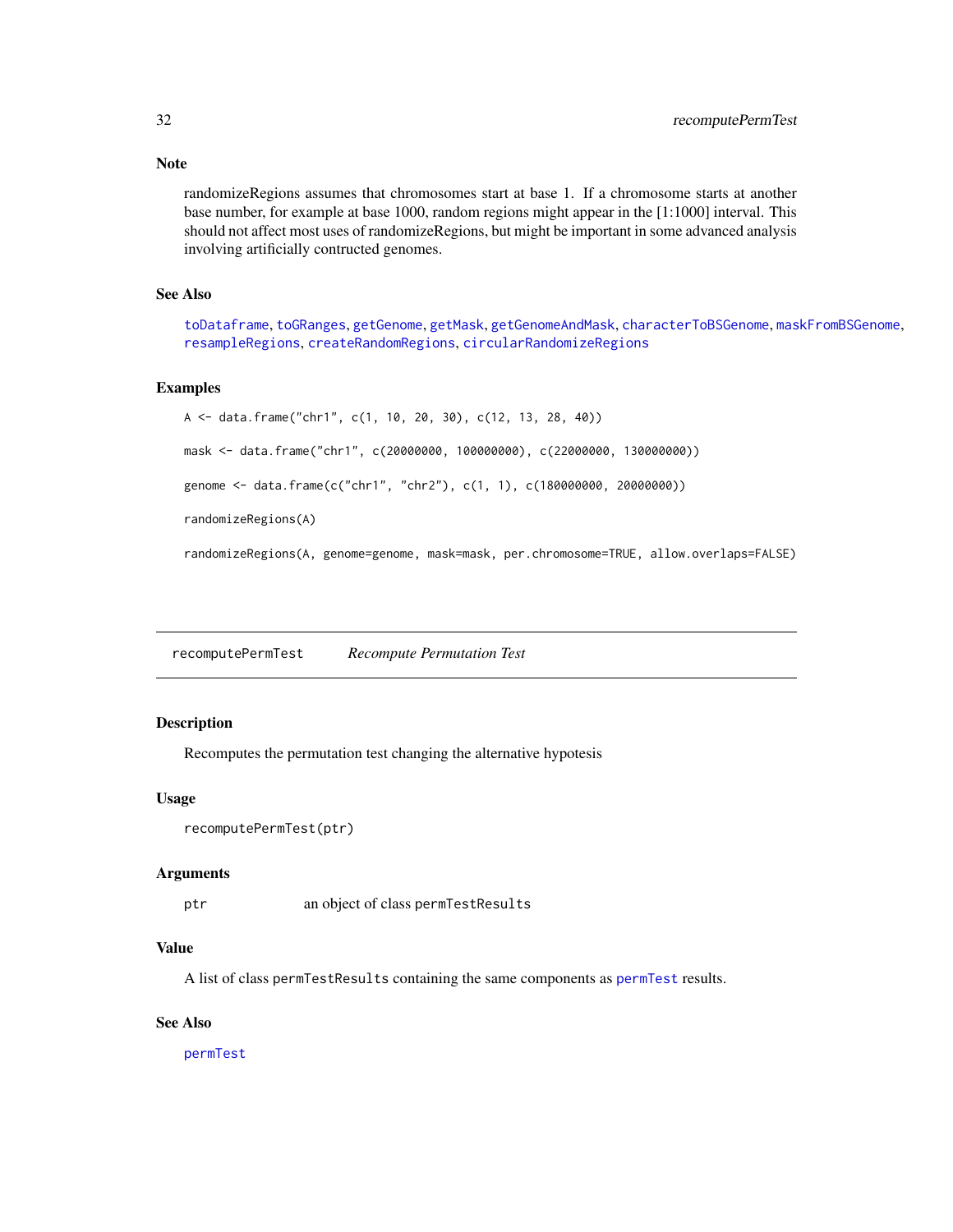### Note

randomizeRegions assumes that chromosomes start at base 1. If a chromosome starts at another base number, for example at base 1000, random regions might appear in the [1:1000] interval. This should not affect most uses of randomizeRegions, but might be important in some advanced analysis involving artificially contructed genomes.

### See Also

toDataframe, toGRanges, getGenome, getMask, getGenomeAndMask, characterToBSGenome, maskFromBSGenome, resampleRegions, createRandomRegions, circularRandomizeRegions

### Examples

```
A <- data.frame("chr1", c(1, 10, 20, 30), c(12, 13, 28, 40))

mask <- data.frame("chr1", c(20000000, 100000000), c(22000000, 130000000))

genome <- data.frame(c("chr1", "chr2"), c(1, 1), c(180000000, 20000000))

randomizeRegions(A)

randomizeRegions(A, genome=genome, mask=mask, per.chromosome=TRUE, allow.overlaps=FALSE)
```

---

## recomputePermTest *Recompute Permutation Test*

---

### Description

Recomputes the permutation test changing the alternative hypotesis

### Usage

```
recomputePermTest(ptr)
```

### Arguments

| | |
|---|---|
| ptr | an object of class permTestResults |

### Value

A list of class permTestResults containing the same components as permTest results.

### See Also

permTest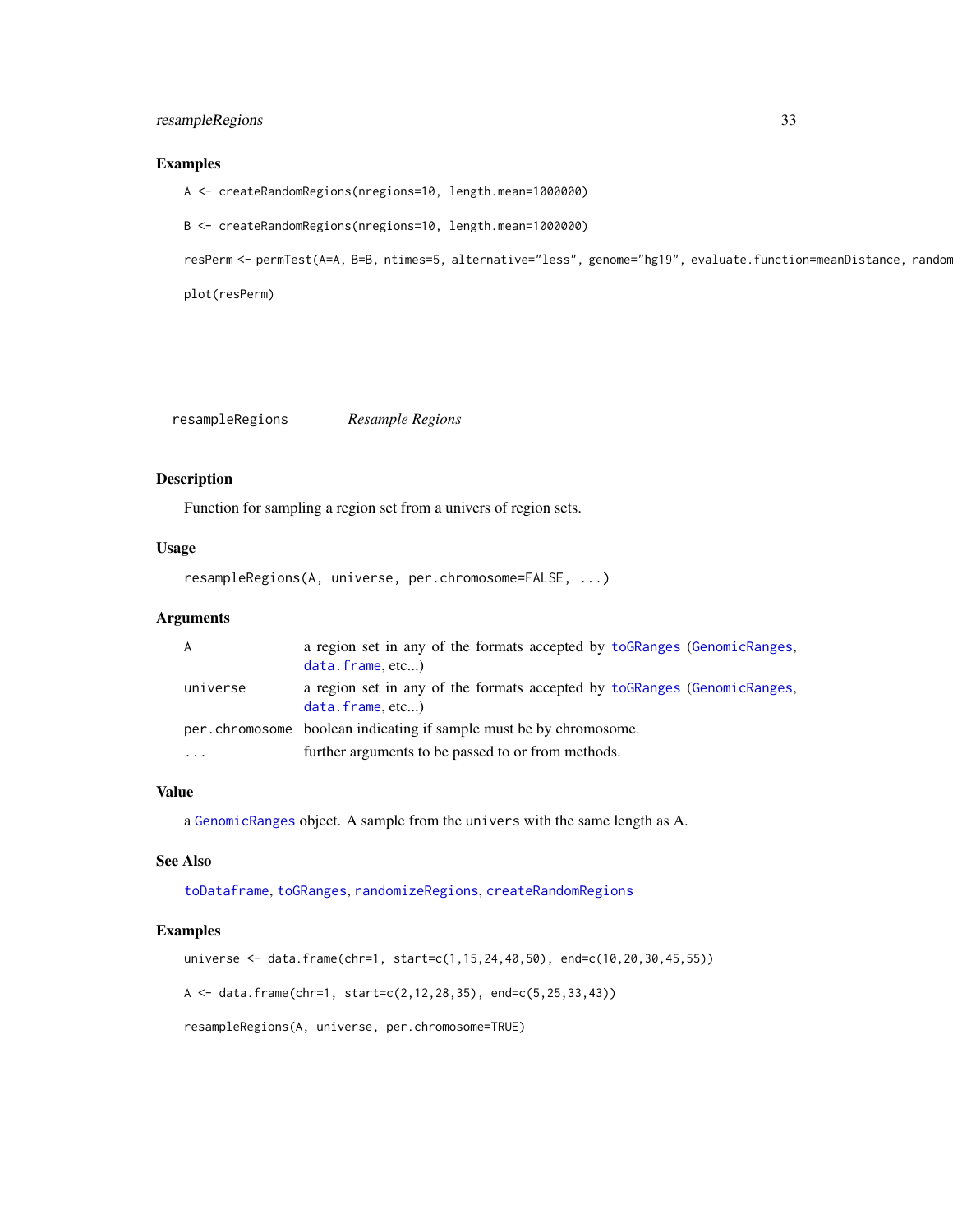## Examples

```
A <- createRandomRegions(nregions=10, length.mean=1000000)

B <- createRandomRegions(nregions=10, length.mean=1000000)

resPerm <- permTest(A=A, B=B, ntimes=5, alternative="less", genome="hg19", evaluate.function=meanDistance, random

plot(resPerm)
```

---

`resampleRegions` *Resample Regions*

---

## Description

Function for sampling a region set from a univers of region sets.

## Usage

```
resampleRegions(A, universe, per.chromosome=FALSE, ...)
```

## Arguments

| | |
|---|---|
| `A` | a region set in any of the formats accepted by `toGRanges` (`GenomicRanges`, `data.frame`, etc...) |
| `universe` | a region set in any of the formats accepted by `toGRanges` (`GenomicRanges`, `data.frame`, etc...) |
| `per.chromosome` | boolean indicating if sample must be by chromosome. |
| `...` | further arguments to be passed to or from methods. |

## Value

a `GenomicRanges` object. A sample from the `univers` with the same length as A.

## See Also

`toDataframe`, `toGRanges`, `randomizeRegions`, `createRandomRegions`

## Examples

```
universe <- data.frame(chr=1, start=c(1,15,24,40,50), end=c(10,20,30,45,55))

A <- data.frame(chr=1, start=c(2,12,28,35), end=c(5,25,33,43))

resampleRegions(A, universe, per.chromosome=TRUE)
```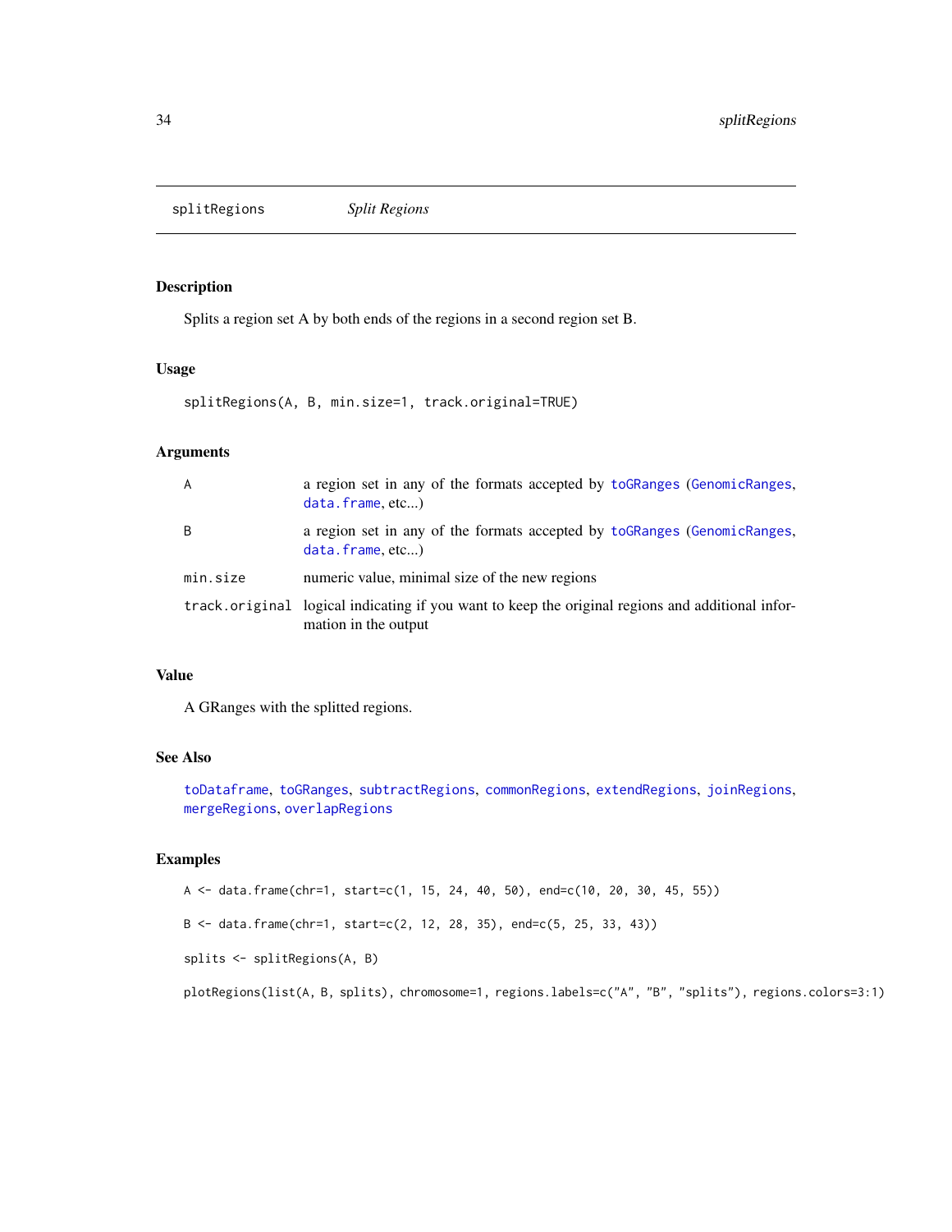# splitRegions    *Split Regions*

## Description

Splits a region set A by both ends of the regions in a second region set B.

## Usage

```
splitRegions(A, B, min.size=1, track.original=TRUE)
```

## Arguments

| | |
|---|---|
| A | a region set in any of the formats accepted by toGRanges (GenomicRanges, data.frame, etc...) |
| B | a region set in any of the formats accepted by toGRanges (GenomicRanges, data.frame, etc...) |
| min.size | numeric value, minimal size of the new regions |
| track.original | logical indicating if you want to keep the original regions and additional information in the output |

## Value

A GRanges with the splitted regions.

## See Also

toDataframe, toGRanges, subtractRegions, commonRegions, extendRegions, joinRegions, mergeRegions, overlapRegions

## Examples

```
A <- data.frame(chr=1, start=c(1, 15, 24, 40, 50), end=c(10, 20, 30, 45, 55))

B <- data.frame(chr=1, start=c(2, 12, 28, 35), end=c(5, 25, 33, 43))

splits <- splitRegions(A, B)

plotRegions(list(A, B, splits), chromosome=1, regions.labels=c("A", "B", "splits"), regions.colors=3:1)
```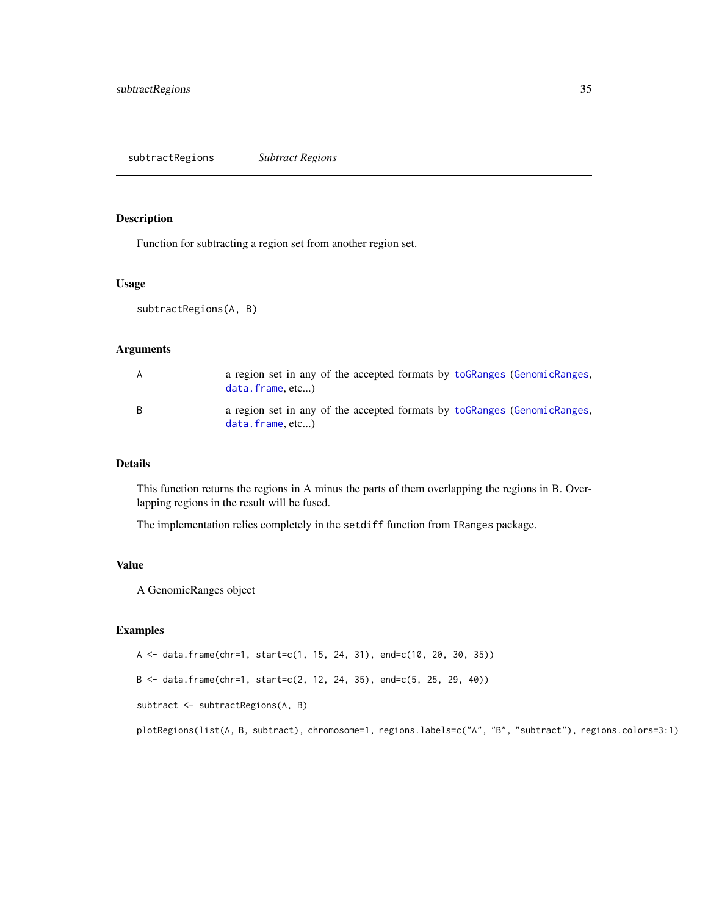## subtractRegions *Subtract Regions*

### Description

Function for subtracting a region set from another region set.

### Usage

```
subtractRegions(A, B)
```

### Arguments

| | |
|---|---|
| A | a region set in any of the accepted formats by `toGRanges` (`GenomicRanges`, `data.frame`, etc...) |
| B | a region set in any of the accepted formats by `toGRanges` (`GenomicRanges`, `data.frame`, etc...) |

### Details

This function returns the regions in A minus the parts of them overlapping the regions in B. Overlapping regions in the result will be fused.

The implementation relies completely in the `setdiff` function from `IRanges` package.

### Value

A GenomicRanges object

### Examples

```
A <- data.frame(chr=1, start=c(1, 15, 24, 31), end=c(10, 20, 30, 35))

B <- data.frame(chr=1, start=c(2, 12, 24, 35), end=c(5, 25, 29, 40))

subtract <- subtractRegions(A, B)

plotRegions(list(A, B, subtract), chromosome=1, regions.labels=c("A", "B", "subtract"), regions.colors=3:1)
```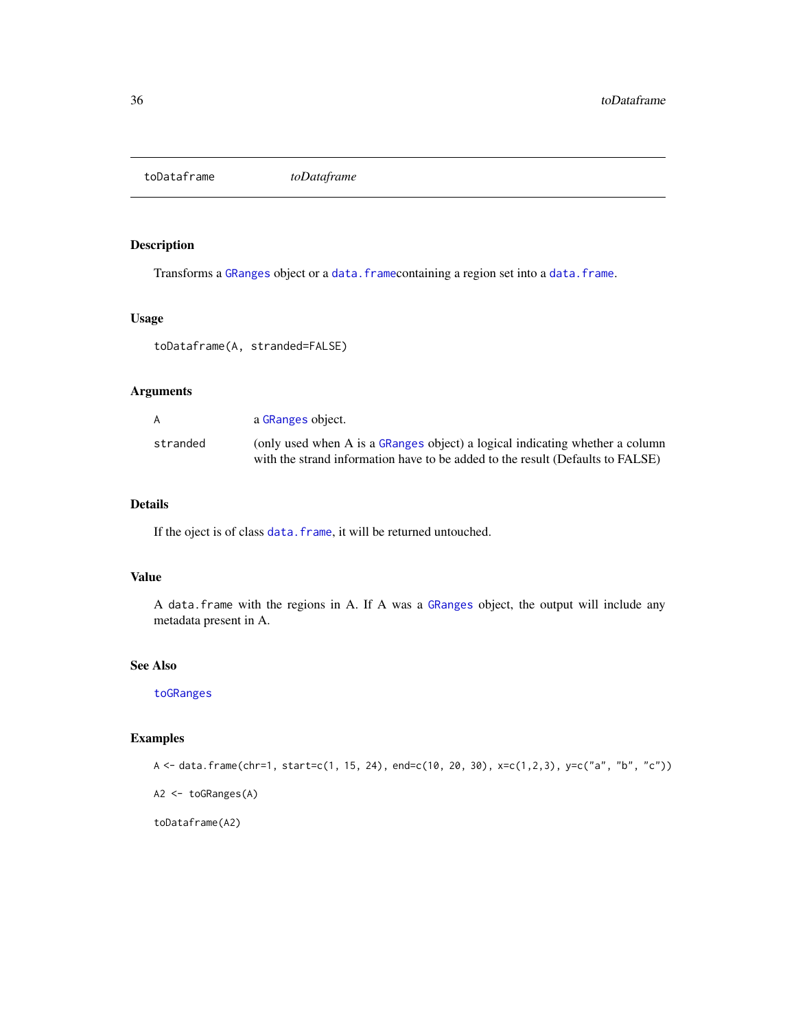toDataframe *toDataframe*

## Description

Transforms a GRanges object or a data.framecontaining a region set into a data.frame.

## Usage

```
toDataframe(A, stranded=FALSE)
```

## Arguments

| | |
|---|---|
| A | a GRanges object. |
| stranded | (only used when A is a GRanges object) a logical indicating whether a column with the strand information have to be added to the result (Defaults to FALSE) |

## Details

If the oject is of class data.frame, it will be returned untouched.

## Value

A data.frame with the regions in A. If A was a GRanges object, the output will include any metadata present in A.

## See Also

toGRanges

## Examples

```
A <- data.frame(chr=1, start=c(1, 15, 24), end=c(10, 20, 30), x=c(1,2,3), y=c("a", "b", "c"))

A2 <- toGRanges(A)

toDataframe(A2)
```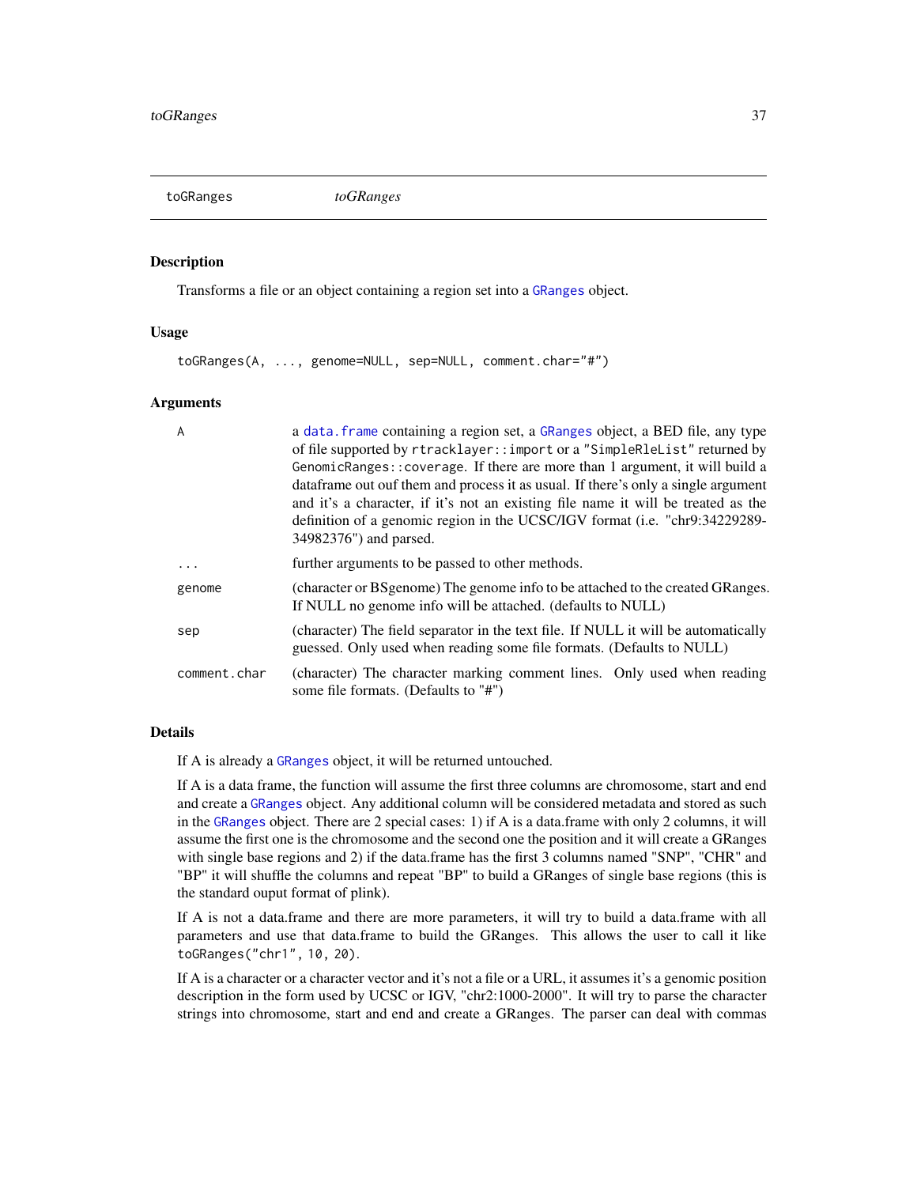toGRanges *toGRanges*

## Description

Transforms a file or an object containing a region set into a `GRanges` object.

## Usage

```
toGRanges(A, ..., genome=NULL, sep=NULL, comment.char="#")
```

## Arguments

| | |
|---|---|
| A | a `data.frame` containing a region set, a `GRanges` object, a BED file, any type of file supported by `rtracklayer::import` or a `"SimpleRleList"` returned by `GenomicRanges::coverage`. If there are more than 1 argument, it will build a dataframe out ouf them and process it as usual. If there's only a single argument and it's a character, if it's not an existing file name it will be treated as the definition of a genomic region in the UCSC/IGV format (i.e. "chr9:34229289-34982376") and parsed. |
| ... | further arguments to be passed to other methods. |
| genome | (character or BSgenome) The genome info to be attached to the created GRanges. If NULL no genome info will be attached. (defaults to NULL) |
| sep | (character) The field separator in the text file. If NULL it will be automatically guessed. Only used when reading some file formats. (Defaults to NULL) |
| comment.char | (character) The character marking comment lines. Only used when reading some file formats. (Defaults to "#") |

## Details

If A is already a `GRanges` object, it will be returned untouched.

If A is a data frame, the function will assume the first three columns are chromosome, start and end and create a `GRanges` object. Any additional column will be considered metadata and stored as such in the `GRanges` object. There are 2 special cases: 1) if A is a data.frame with only 2 columns, it will assume the first one is the chromosome and the second one the position and it will create a GRanges with single base regions and 2) if the data.frame has the first 3 columns named "SNP", "CHR" and "BP" it will shuffle the columns and repeat "BP" to build a GRanges of single base regions (this is the standard ouput format of plink).

If A is not a data.frame and there are more parameters, it will try to build a data.frame with all parameters and use that data.frame to build the GRanges. This allows the user to call it like `toGRanges("chr1", 10, 20)`.

If A is a character or a character vector and it's not a file or a URL, it assumes it's a genomic position description in the form used by UCSC or IGV, "chr2:1000-2000". It will try to parse the character strings into chromosome, start and end and create a GRanges. The parser can deal with commas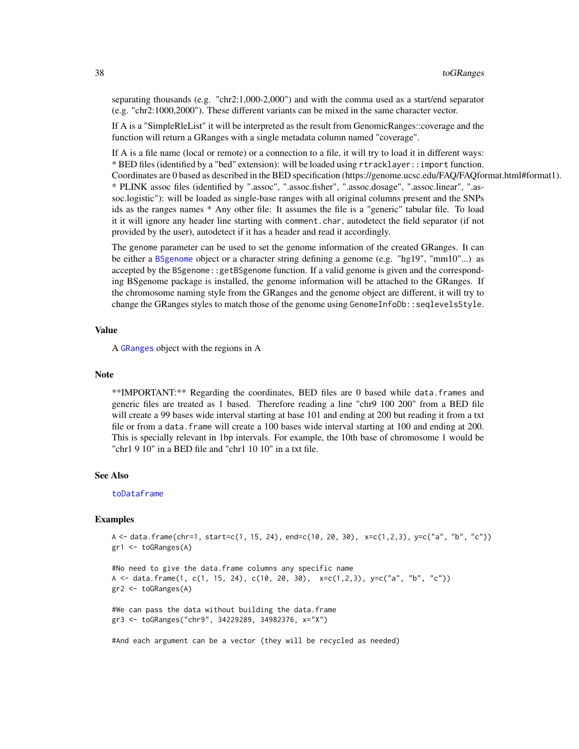separating thousands (e.g. "chr2:1,000-2,000") and with the comma used as a start/end separator (e.g. "chr2:1000,2000"). These different variants can be mixed in the same character vector.

If A is a "SimpleRleList" it will be interpreted as the result from GenomicRanges::coverage and the function will return a GRanges with a single metadata column named "coverage".

If A is a file name (local or remote) or a connection to a file, it will try to load it in different ways:
* BED files (identified by a "bed" extension): will be loaded using `rtracklayer::import` function. Coordinates are 0 based as described in the BED specification (https://genome.ucsc.edu/FAQ/FAQformat.html#format1).
* PLINK assoc files (identified by ".assoc", ".assoc.fisher", ".assoc.dosage", ".assoc.linear", ".assoc.logistic"): will be loaded as single-base ranges with all original columns present and the SNPs ids as the ranges names * Any other file: It assumes the file is a "generic" tabular file. To load it it will ignore any header line starting with `comment.char`, autodetect the field separator (if not provided by the user), autodetect if it has a header and read it accordingly.

The genome parameter can be used to set the genome information of the created GRanges. It can be either a `BSgenome` object or a character string defining a genome (e.g. "hg19", "mm10"...) as accepted by the `BSgenome::getBSgenome` function. If a valid genome is given and the corresponding BSgenome package is installed, the genome information will be attached to the GRanges. If the chromosome naming style from the GRanges and the genome object are different, it will try to change the GRanges styles to match those of the genome using `GenomeInfoDb::seqlevelsStyle`.

## Value

A `GRanges` object with the regions in A

## Note

**IMPORTANT:** Regarding the coordinates, BED files are 0 based while `data.frames` and generic files are treated as 1 based. Therefore reading a line "chr9 100 200" from a BED file will create a 99 bases wide interval starting at base 101 and ending at 200 but reading it from a txt file or from a `data.frame` will create a 100 bases wide interval starting at 100 and ending at 200. This is specially relevant in 1bp intervals. For example, the 10th base of chromosome 1 would be "chr1 9 10" in a BED file and "chr1 10 10" in a txt file.

## See Also

`toDataframe`

## Examples

```
A <- data.frame(chr=1, start=c(1, 15, 24), end=c(10, 20, 30),  x=c(1,2,3), y=c("a", "b", "c"))
gr1 <- toGRanges(A)

#No need to give the data.frame columns any specific name
A <- data.frame(1, c(1, 15, 24), c(10, 20, 30),  x=c(1,2,3), y=c("a", "b", "c"))
gr2 <- toGRanges(A)

#We can pass the data without building the data.frame
gr3 <- toGRanges("chr9", 34229289, 34982376, x="X")

#And each argument can be a vector (they will be recycled as needed)
```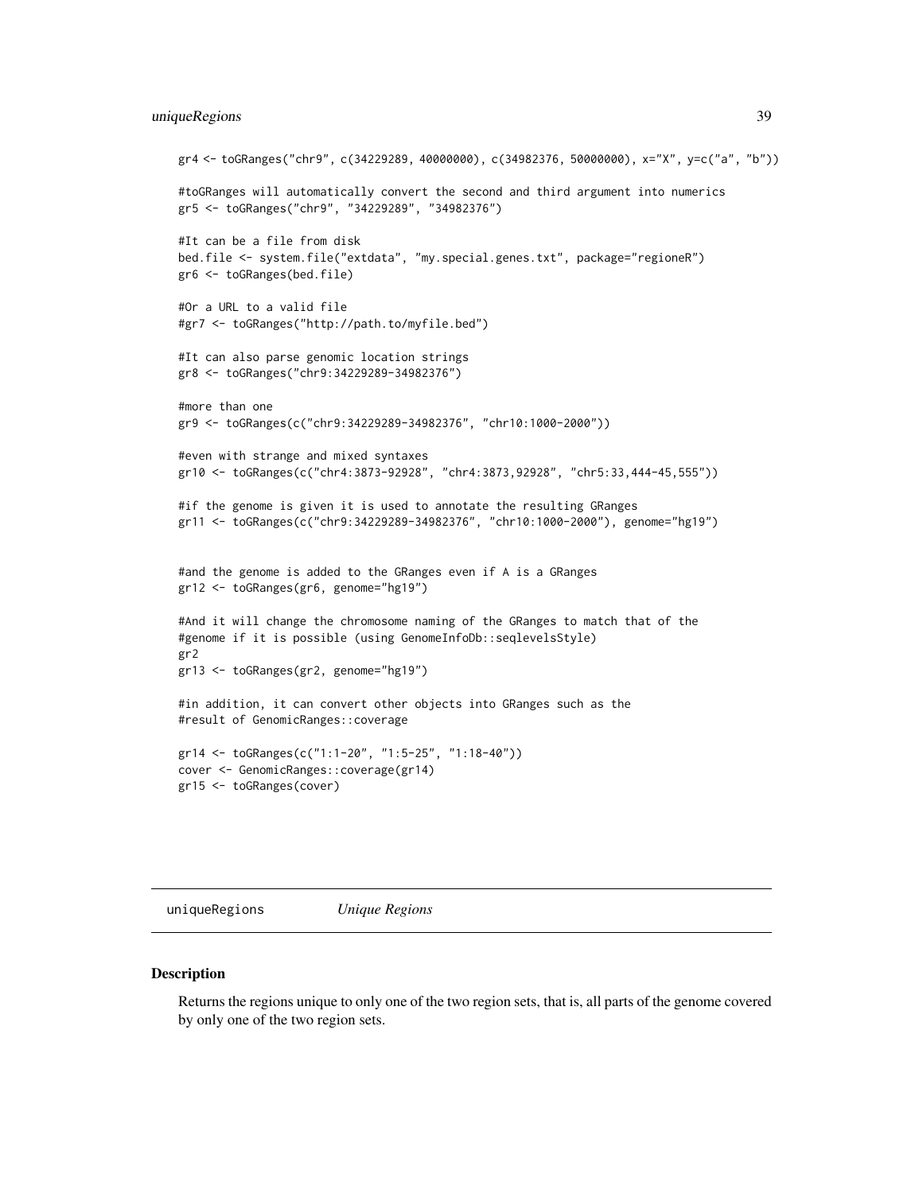```
gr4 <- toGRanges("chr9", c(34229289, 40000000), c(34982376, 50000000), x="X", y=c("a", "b"))

#toGRanges will automatically convert the second and third argument into numerics
gr5 <- toGRanges("chr9", "34229289", "34982376")

#It can be a file from disk
bed.file <- system.file("extdata", "my.special.genes.txt", package="regioneR")
gr6 <- toGRanges(bed.file)

#Or a URL to a valid file
#gr7 <- toGRanges("http://path.to/myfile.bed")

#It can also parse genomic location strings
gr8 <- toGRanges("chr9:34229289-34982376")

#more than one
gr9 <- toGRanges(c("chr9:34229289-34982376", "chr10:1000-2000"))

#even with strange and mixed syntaxes
gr10 <- toGRanges(c("chr4:3873-92928", "chr4:3873,92928", "chr5:33,444-45,555"))

#if the genome is given it is used to annotate the resulting GRanges
gr11 <- toGRanges(c("chr9:34229289-34982376", "chr10:1000-2000"), genome="hg19")


#and the genome is added to the GRanges even if A is a GRanges
gr12 <- toGRanges(gr6, genome="hg19")

#And it will change the chromosome naming of the GRanges to match that of the
#genome if it is possible (using GenomeInfoDb::seqlevelsStyle)
gr2
gr13 <- toGRanges(gr2, genome="hg19")

#in addition, it can convert other objects into GRanges such as the
#result of GenomicRanges::coverage

gr14 <- toGRanges(c("1:1-20", "1:5-25", "1:18-40"))
cover <- GenomicRanges::coverage(gr14)
gr15 <- toGRanges(cover)
```

## uniqueRegions *Unique Regions*

### Description

Returns the regions unique to only one of the two region sets, that is, all parts of the genome covered by only one of the two region sets.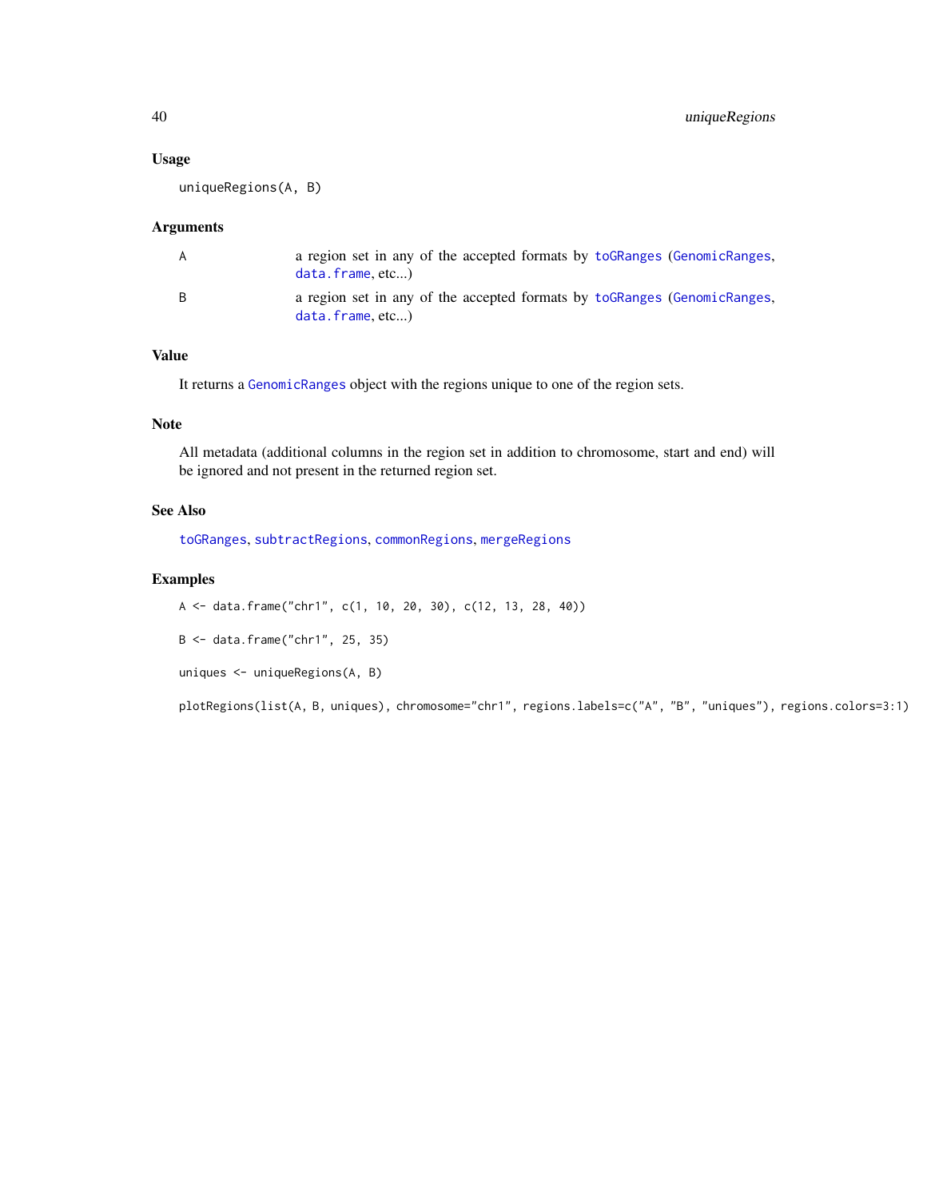### Usage

```
uniqueRegions(A, B)
```

### Arguments

| | |
|---|---|
| A | a region set in any of the accepted formats by toGRanges (GenomicRanges, data.frame, etc...) |
| B | a region set in any of the accepted formats by toGRanges (GenomicRanges, data.frame, etc...) |

### Value

It returns a GenomicRanges object with the regions unique to one of the region sets.

### Note

All metadata (additional columns in the region set in addition to chromosome, start and end) will be ignored and not present in the returned region set.

### See Also

toGRanges, subtractRegions, commonRegions, mergeRegions

### Examples

```
A <- data.frame("chr1", c(1, 10, 20, 30), c(12, 13, 28, 40))

B <- data.frame("chr1", 25, 35)

uniques <- uniqueRegions(A, B)

plotRegions(list(A, B, uniques), chromosome="chr1", regions.labels=c("A", "B", "uniques"), regions.colors=3:1)
```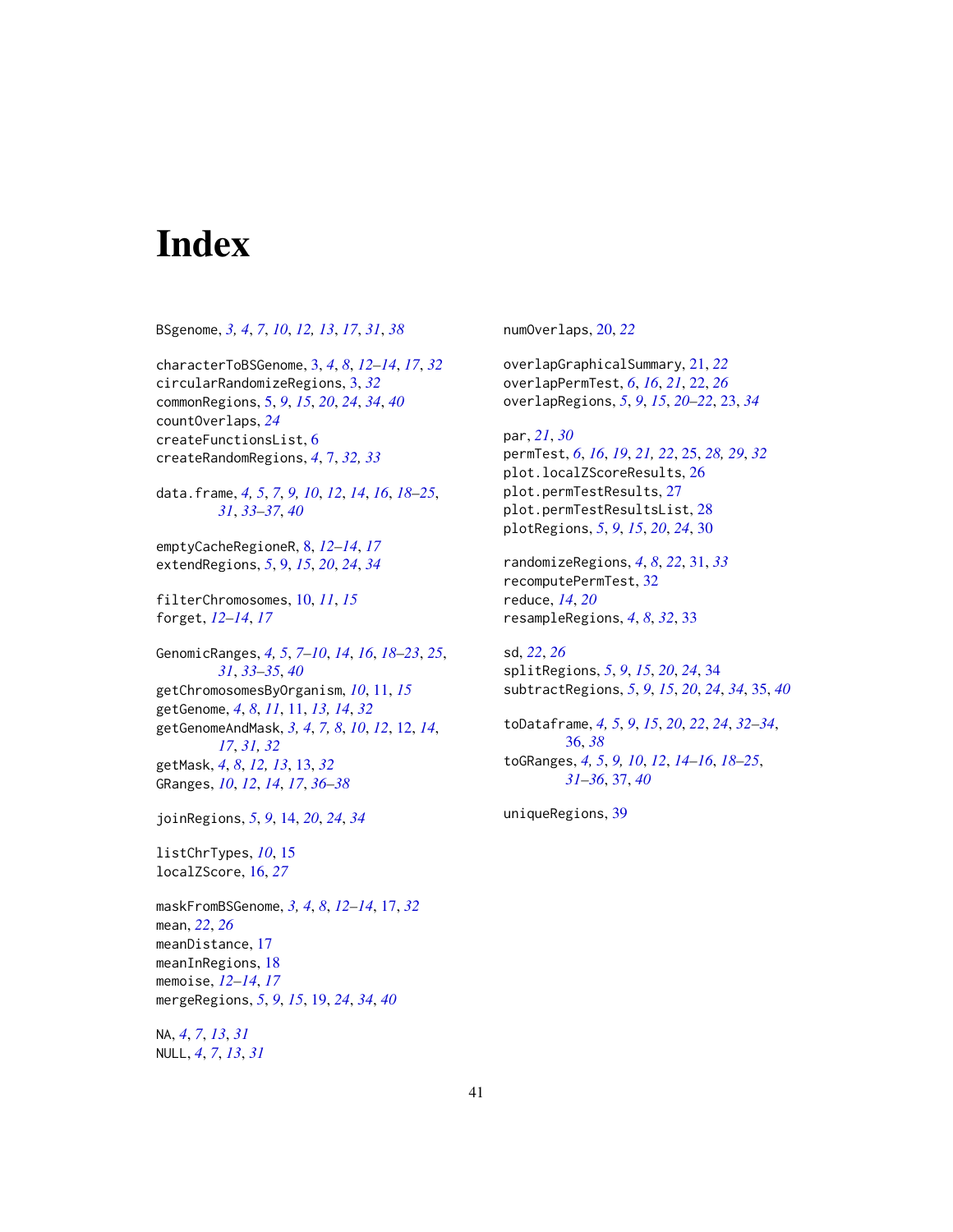# Index

BSgenome, *3, 4*, *7*, *10*, *12, 13*, *17*, *31*, *38*

characterToBSGenome, 3, *4*, *8*, *12–14*, *17*, *32*
circularRandomizeRegions, 3, *32*
commonRegions, 5, *9*, *15*, *20*, *24*, *34*, *40*
countOverlaps, *24*
createFunctionsList, 6
createRandomRegions, *4*, 7, *32, 33*

data.frame, *4, 5*, *7*, *9*, *10*, *12*, *14*, *16*, *18–25*, *31*, *33–37*, *40*

emptyCacheRegioneR, 8, *12–14*, *17*
extendRegions, *5*, 9, *15*, *20*, *24*, *34*

filterChromosomes, 10, *11*, *15*
forget, *12–14*, *17*

GenomicRanges, *4, 5*, *7–10*, *14*, *16*, *18–23*, *25*, *31*, *33–35*, *40*
getChromosomesByOrganism, *10*, 11, *15*
getGenome, *4*, *8*, *11*, 11, *13, 14*, *32*
getGenomeAndMask, *3, 4*, *7, 8*, *10*, *12*, 12, *14*, *17*, *31, 32*
getMask, *4*, *8*, *12, 13*, 13, *32*
GRanges, *10*, *12*, *14*, *17*, *36–38*

joinRegions, *5*, *9*, 14, *20*, *24*, *34*

listChrTypes, *10*, 15
localZScore, 16, *27*

maskFromBSGenome, *3, 4*, *8*, *12–14*, 17, *32*
mean, *22*, *26*
meanDistance, 17
meanInRegions, 18
memoise, *12–14*, *17*
mergeRegions, *5*, *9*, *15*, 19, *24*, *34*, *40*

NA, *4*, *7*, *13*, *31*
NULL, *4*, *7*, *13*, *31*

numOverlaps, 20, *22*

overlapGraphicalSummary, 21, *22*
overlapPermTest, *6*, *16*, *21*, 22, *26*
overlapRegions, *5*, *9*, *15*, *20–22*, 23, *34*

par, *21*, *30*
permTest, *6*, *16*, *19*, *21, 22*, 25, *28, 29*, *32*
plot.localZScoreResults, 26
plot.permTestResults, 27
plot.permTestResultsList, 28
plotRegions, *5*, *9*, *15*, *20*, *24*, 30

randomizeRegions, *4*, *8*, *22*, 31, *33*
recomputePermTest, 32
reduce, *14*, *20*
resampleRegions, *4*, *8*, *32*, 33

sd, *22*, *26*
splitRegions, *5*, *9*, *15*, *20*, *24*, 34
subtractRegions, *5*, *9*, *15*, *20*, *24*, *34*, 35, *40*

toDataframe, *4, 5*, *9*, *15*, *20*, *22*, *24*, *32–34*, 36, *38*
toGRanges, *4, 5*, *9, 10*, *12*, *14–16*, *18–25*, *31–36*, 37, *40*

uniqueRegions, 39